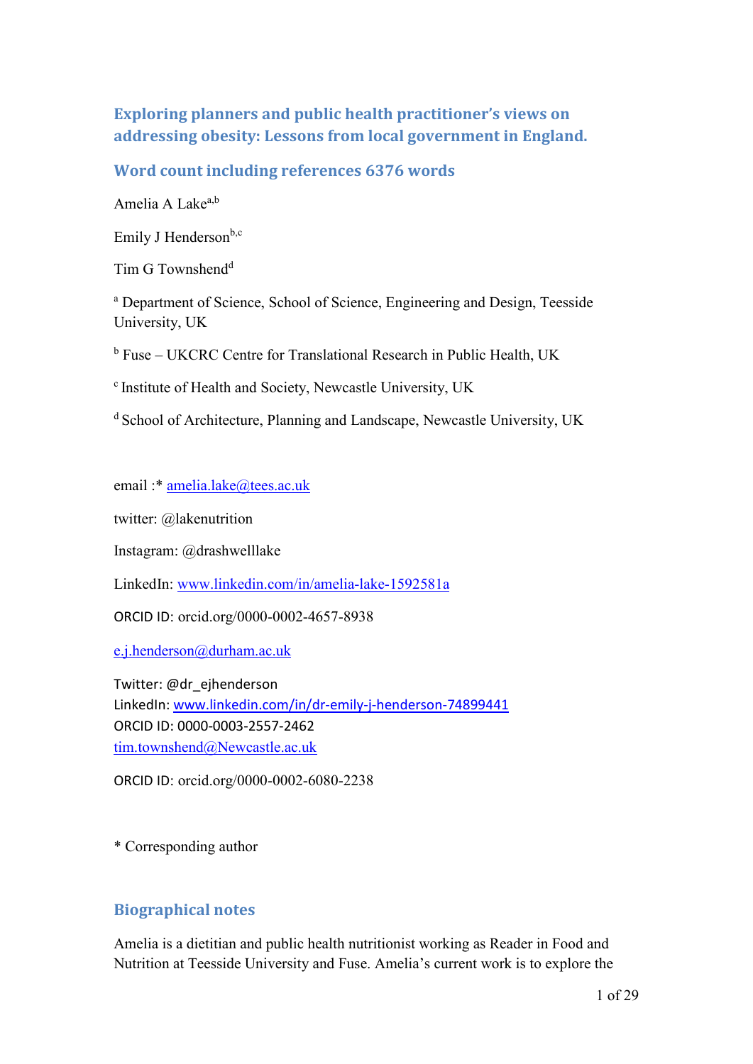# Exploring planners and public health practitioner's views on addressing obesity: Lessons from local government in England.

## Word count including references 6376 words

Amelia A Lake[a,b]

Emily J Henderson[b,c]

Tim G Townshend[d]

[a] Department of Science, School of Science, Engineering and Design, Teesside University, UK

[b] Fuse – UKCRC Centre for Translational Research in Public Health, UK

[c] Institute of Health and Society, Newcastle University, UK

[d] School of Architecture, Planning and Landscape, Newcastle University, UK

email :* amelia.lake@tees.ac.uk

twitter: @lakenutrition

Instagram: @drashwelllake

LinkedIn: www.linkedin.com/in/amelia-lake-1592581a

ORCID ID: orcid.org/0000-0002-4657-8938

e.j.henderson@durham.ac.uk

Twitter: @dr_ejhenderson
LinkedIn: www.linkedin.com/in/dr-emily-j-henderson-74899441
ORCID ID: 0000-0003-2557-2462
tim.townshend@Newcastle.ac.uk

ORCID ID: orcid.org/0000-0002-6080-2238

* Corresponding author

## Biographical notes

Amelia is a dietitian and public health nutritionist working as Reader in Food and Nutrition at Teesside University and Fuse. Amelia's current work is to explore the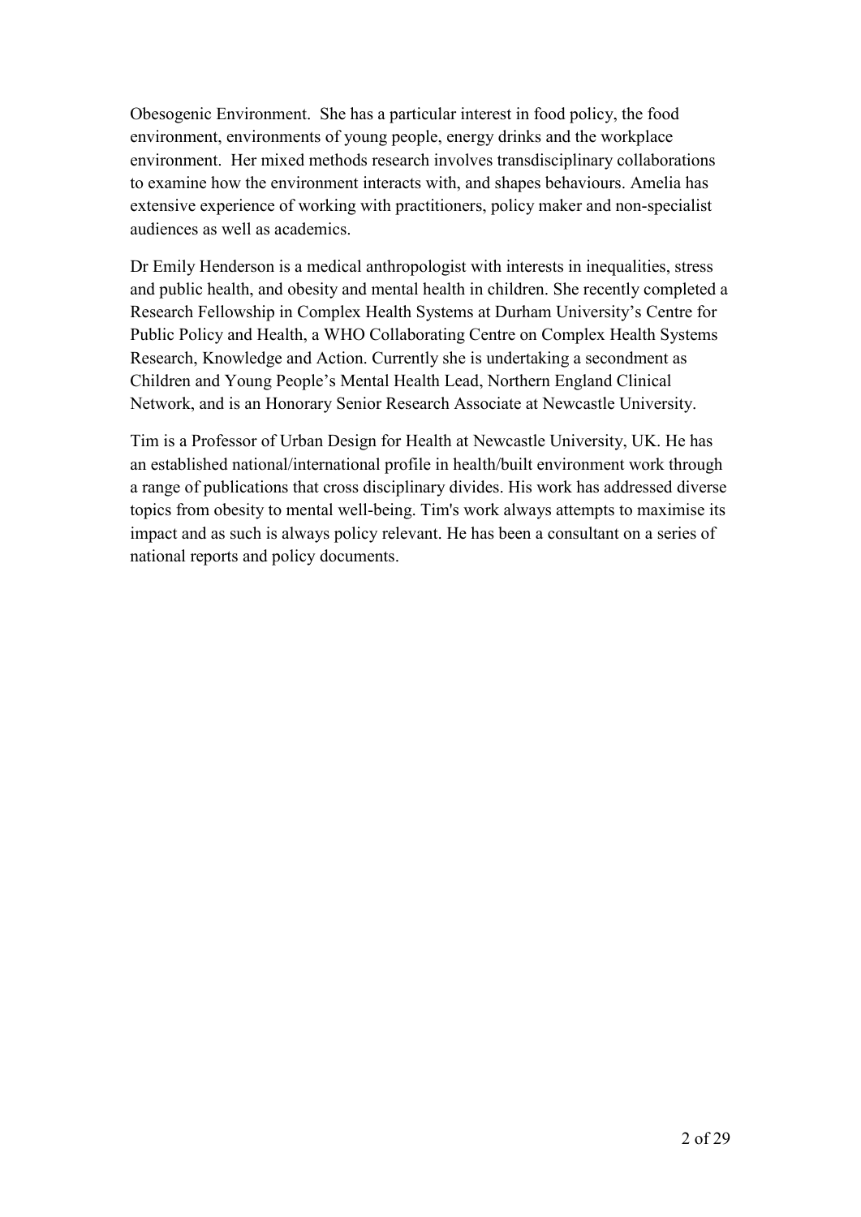Obesogenic Environment. She has a particular interest in food policy, the food environment, environments of young people, energy drinks and the workplace environment. Her mixed methods research involves transdisciplinary collaborations to examine how the environment interacts with, and shapes behaviours. Amelia has extensive experience of working with practitioners, policy maker and non-specialist audiences as well as academics.

Dr Emily Henderson is a medical anthropologist with interests in inequalities, stress and public health, and obesity and mental health in children. She recently completed a Research Fellowship in Complex Health Systems at Durham University's Centre for Public Policy and Health, a WHO Collaborating Centre on Complex Health Systems Research, Knowledge and Action. Currently she is undertaking a secondment as Children and Young People's Mental Health Lead, Northern England Clinical Network, and is an Honorary Senior Research Associate at Newcastle University.

Tim is a Professor of Urban Design for Health at Newcastle University, UK. He has an established national/international profile in health/built environment work through a range of publications that cross disciplinary divides. His work has addressed diverse topics from obesity to mental well-being. Tim's work always attempts to maximise its impact and as such is always policy relevant. He has been a consultant on a series of national reports and policy documents.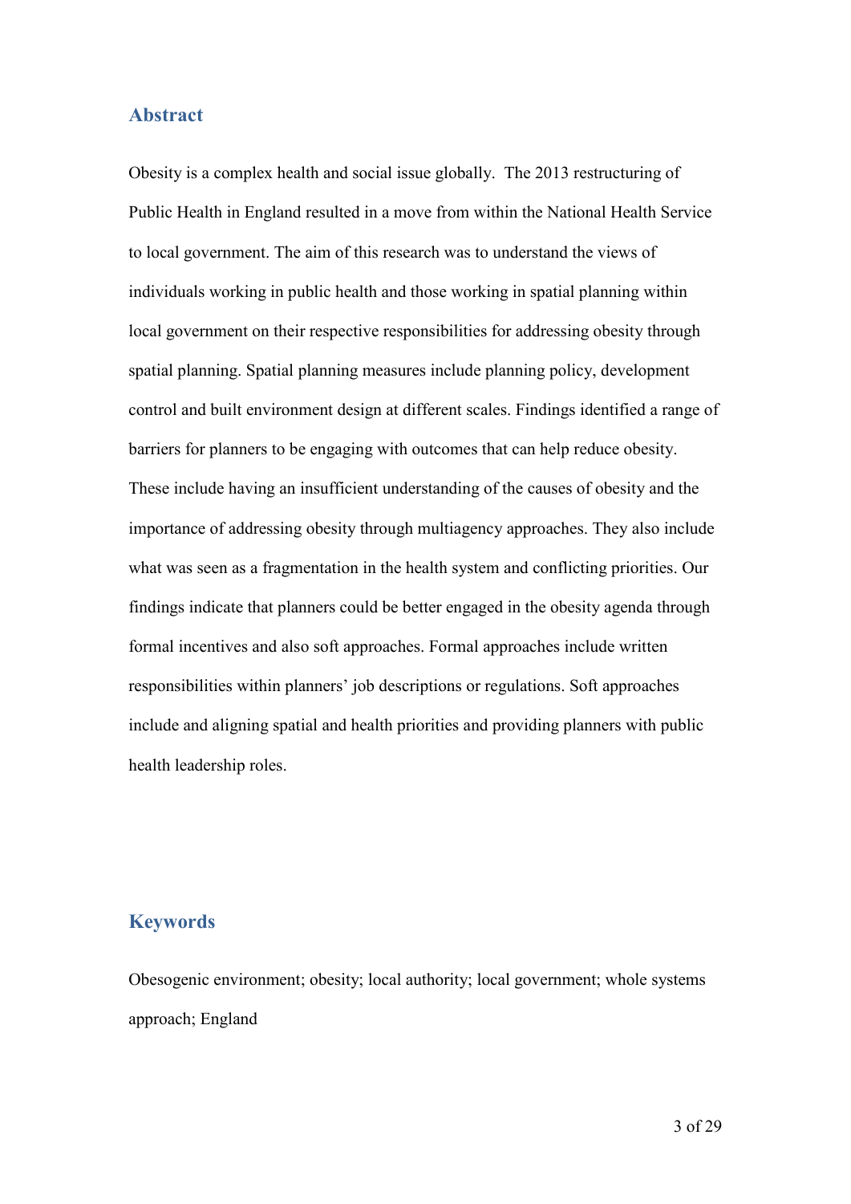## Abstract

Obesity is a complex health and social issue globally. The 2013 restructuring of Public Health in England resulted in a move from within the National Health Service to local government. The aim of this research was to understand the views of individuals working in public health and those working in spatial planning within local government on their respective responsibilities for addressing obesity through spatial planning. Spatial planning measures include planning policy, development control and built environment design at different scales. Findings identified a range of barriers for planners to be engaging with outcomes that can help reduce obesity. These include having an insufficient understanding of the causes of obesity and the importance of addressing obesity through multiagency approaches. They also include what was seen as a fragmentation in the health system and conflicting priorities. Our findings indicate that planners could be better engaged in the obesity agenda through formal incentives and also soft approaches. Formal approaches include written responsibilities within planners' job descriptions or regulations. Soft approaches include and aligning spatial and health priorities and providing planners with public health leadership roles.

## Keywords

Obesogenic environment; obesity; local authority; local government; whole systems approach; England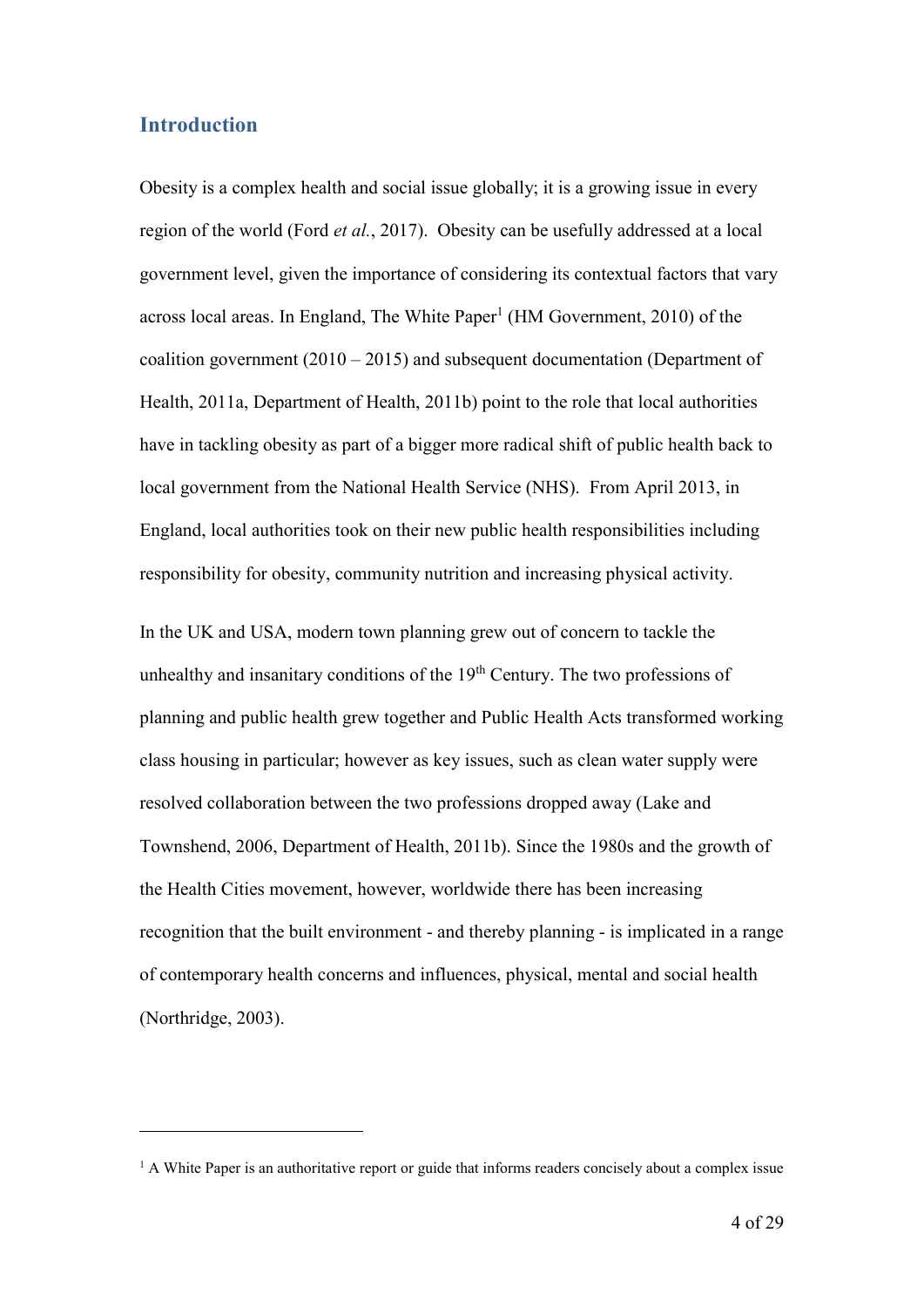## Introduction

Obesity is a complex health and social issue globally; it is a growing issue in every region of the world (Ford *et al.*, 2017). Obesity can be usefully addressed at a local government level, given the importance of considering its contextual factors that vary across local areas. In England, The White Paper[1] (HM Government, 2010) of the coalition government (2010 – 2015) and subsequent documentation (Department of Health, 2011a, Department of Health, 2011b) point to the role that local authorities have in tackling obesity as part of a bigger more radical shift of public health back to local government from the National Health Service (NHS). From April 2013, in England, local authorities took on their new public health responsibilities including responsibility for obesity, community nutrition and increasing physical activity.

In the UK and USA, modern town planning grew out of concern to tackle the unhealthy and insanitary conditions of the 19th Century. The two professions of planning and public health grew together and Public Health Acts transformed working class housing in particular; however as key issues, such as clean water supply were resolved collaboration between the two professions dropped away (Lake and Townshend, 2006, Department of Health, 2011b). Since the 1980s and the growth of the Health Cities movement, however, worldwide there has been increasing recognition that the built environment - and thereby planning - is implicated in a range of contemporary health concerns and influences, physical, mental and social health (Northridge, 2003).

[1] A White Paper is an authoritative report or guide that informs readers concisely about a complex issue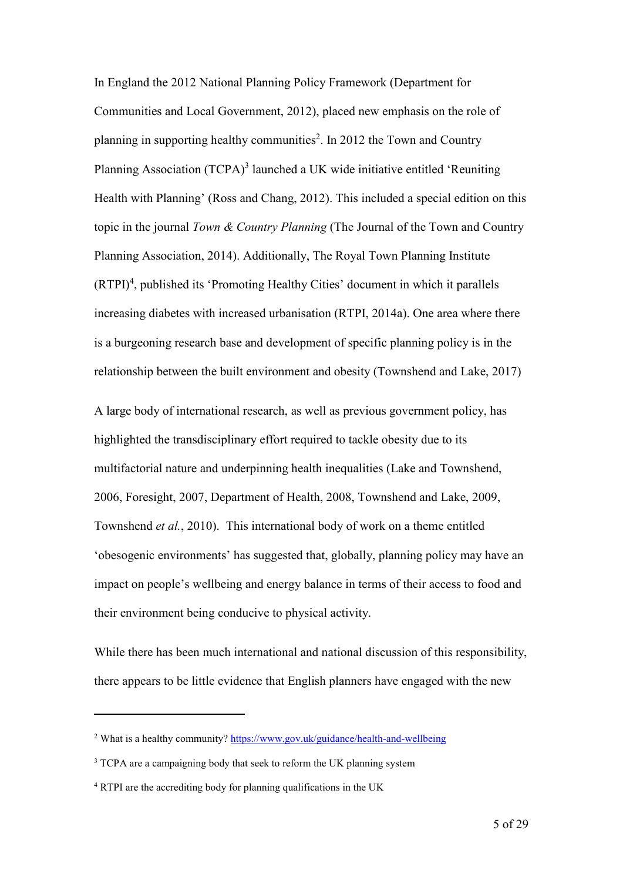In England the 2012 National Planning Policy Framework (Department for Communities and Local Government, 2012), placed new emphasis on the role of planning in supporting healthy communities[2]. In 2012 the Town and Country Planning Association (TCPA)[3] launched a UK wide initiative entitled 'Reuniting Health with Planning' (Ross and Chang, 2012). This included a special edition on this topic in the journal *Town & Country Planning* (The Journal of the Town and Country Planning Association, 2014). Additionally, The Royal Town Planning Institute (RTPI)[4], published its 'Promoting Healthy Cities' document in which it parallels increasing diabetes with increased urbanisation (RTPI, 2014a). One area where there is a burgeoning research base and development of specific planning policy is in the relationship between the built environment and obesity (Townshend and Lake, 2017)

A large body of international research, as well as previous government policy, has highlighted the transdisciplinary effort required to tackle obesity due to its multifactorial nature and underpinning health inequalities (Lake and Townshend, 2006, Foresight, 2007, Department of Health, 2008, Townshend and Lake, 2009, Townshend *et al.*, 2010). This international body of work on a theme entitled 'obesogenic environments' has suggested that, globally, planning policy may have an impact on people's wellbeing and energy balance in terms of their access to food and their environment being conducive to physical activity.

While there has been much international and national discussion of this responsibility, there appears to be little evidence that English planners have engaged with the new

---

[2] What is a healthy community? https://www.gov.uk/guidance/health-and-wellbeing

[3] TCPA are a campaigning body that seek to reform the UK planning system

[4] RTPI are the accrediting body for planning qualifications in the UK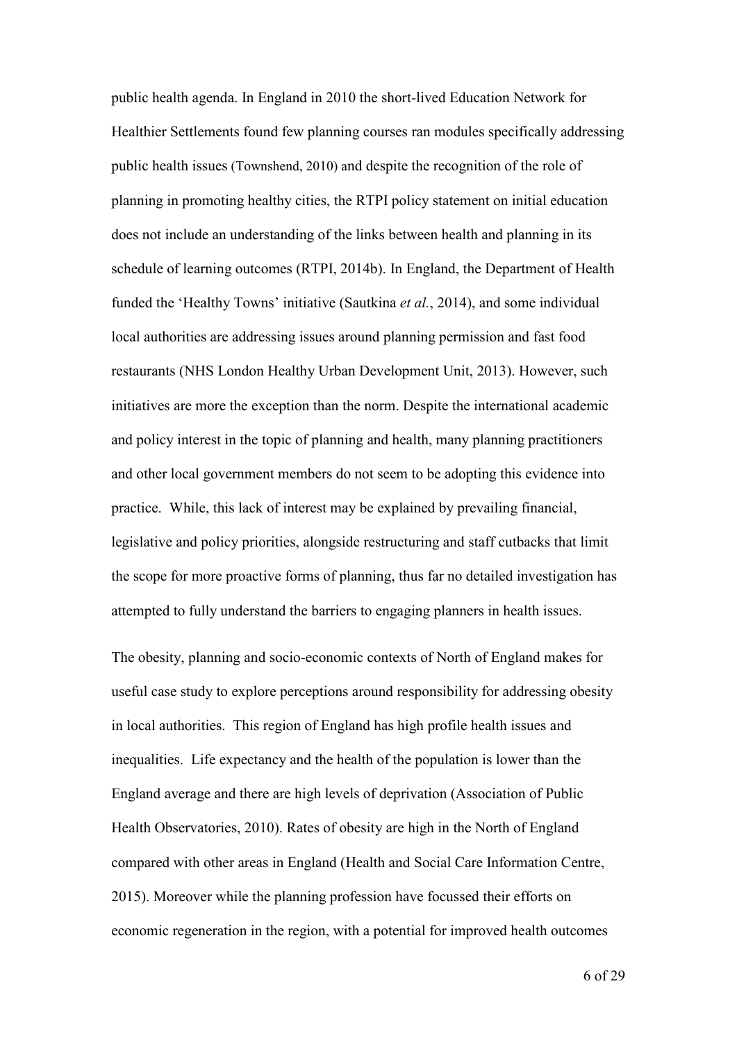public health agenda. In England in 2010 the short-lived Education Network for Healthier Settlements found few planning courses ran modules specifically addressing public health issues (Townshend, 2010) and despite the recognition of the role of planning in promoting healthy cities, the RTPI policy statement on initial education does not include an understanding of the links between health and planning in its schedule of learning outcomes (RTPI, 2014b). In England, the Department of Health funded the 'Healthy Towns' initiative (Sautkina *et al.*, 2014), and some individual local authorities are addressing issues around planning permission and fast food restaurants (NHS London Healthy Urban Development Unit, 2013). However, such initiatives are more the exception than the norm. Despite the international academic and policy interest in the topic of planning and health, many planning practitioners and other local government members do not seem to be adopting this evidence into practice. While, this lack of interest may be explained by prevailing financial, legislative and policy priorities, alongside restructuring and staff cutbacks that limit the scope for more proactive forms of planning, thus far no detailed investigation has attempted to fully understand the barriers to engaging planners in health issues.

The obesity, planning and socio-economic contexts of North of England makes for useful case study to explore perceptions around responsibility for addressing obesity in local authorities. This region of England has high profile health issues and inequalities. Life expectancy and the health of the population is lower than the England average and there are high levels of deprivation (Association of Public Health Observatories, 2010). Rates of obesity are high in the North of England compared with other areas in England (Health and Social Care Information Centre, 2015). Moreover while the planning profession have focussed their efforts on economic regeneration in the region, with a potential for improved health outcomes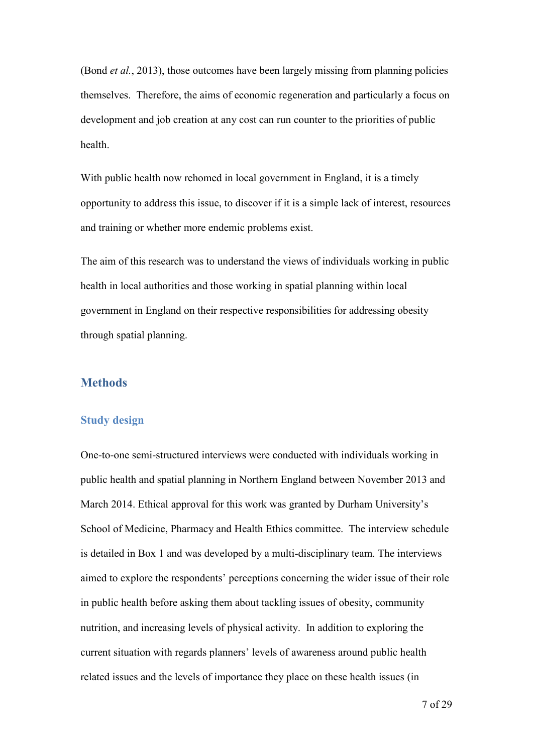(Bond *et al.*, 2013), those outcomes have been largely missing from planning policies themselves. Therefore, the aims of economic regeneration and particularly a focus on development and job creation at any cost can run counter to the priorities of public health.

With public health now rehomed in local government in England, it is a timely opportunity to address this issue, to discover if it is a simple lack of interest, resources and training or whether more endemic problems exist.

The aim of this research was to understand the views of individuals working in public health in local authorities and those working in spatial planning within local government in England on their respective responsibilities for addressing obesity through spatial planning.

## Methods

### Study design

One-to-one semi-structured interviews were conducted with individuals working in public health and spatial planning in Northern England between November 2013 and March 2014. Ethical approval for this work was granted by Durham University's School of Medicine, Pharmacy and Health Ethics committee. The interview schedule is detailed in Box 1 and was developed by a multi-disciplinary team. The interviews aimed to explore the respondents' perceptions concerning the wider issue of their role in public health before asking them about tackling issues of obesity, community nutrition, and increasing levels of physical activity. In addition to exploring the current situation with regards planners' levels of awareness around public health related issues and the levels of importance they place on these health issues (in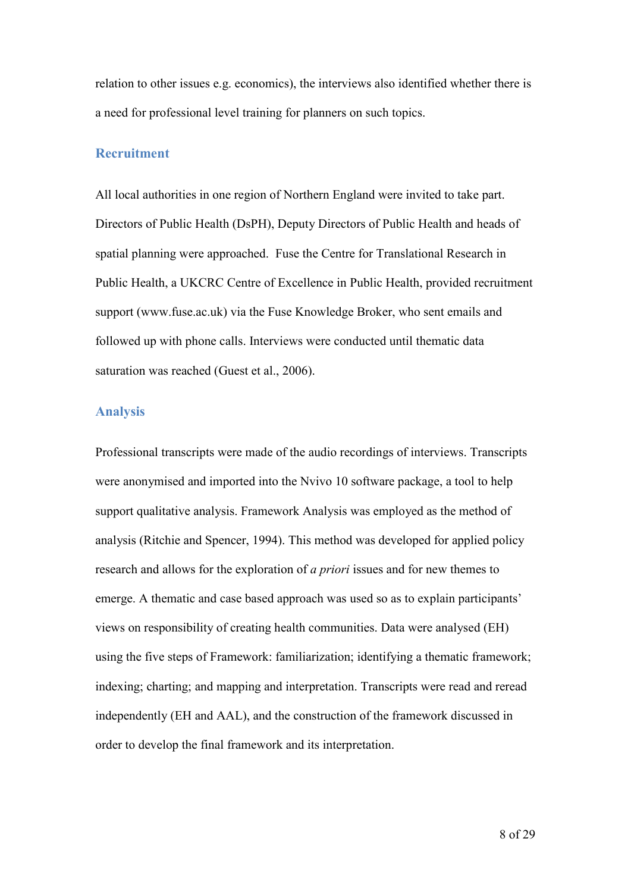relation to other issues e.g. economics), the interviews also identified whether there is a need for professional level training for planners on such topics.

## Recruitment

All local authorities in one region of Northern England were invited to take part. Directors of Public Health (DsPH), Deputy Directors of Public Health and heads of spatial planning were approached. Fuse the Centre for Translational Research in Public Health, a UKCRC Centre of Excellence in Public Health, provided recruitment support (www.fuse.ac.uk) via the Fuse Knowledge Broker, who sent emails and followed up with phone calls. Interviews were conducted until thematic data saturation was reached (Guest et al., 2006).

## Analysis

Professional transcripts were made of the audio recordings of interviews. Transcripts were anonymised and imported into the Nvivo 10 software package, a tool to help support qualitative analysis. Framework Analysis was employed as the method of analysis (Ritchie and Spencer, 1994). This method was developed for applied policy research and allows for the exploration of *a priori* issues and for new themes to emerge. A thematic and case based approach was used so as to explain participants' views on responsibility of creating health communities. Data were analysed (EH) using the five steps of Framework: familiarization; identifying a thematic framework; indexing; charting; and mapping and interpretation. Transcripts were read and reread independently (EH and AAL), and the construction of the framework discussed in order to develop the final framework and its interpretation.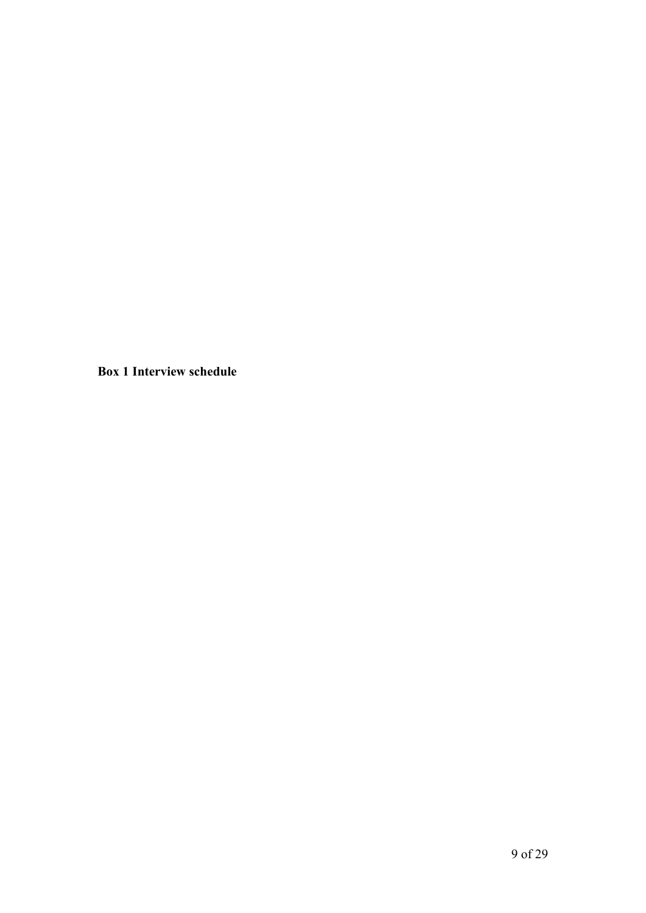**Box 1 Interview schedule**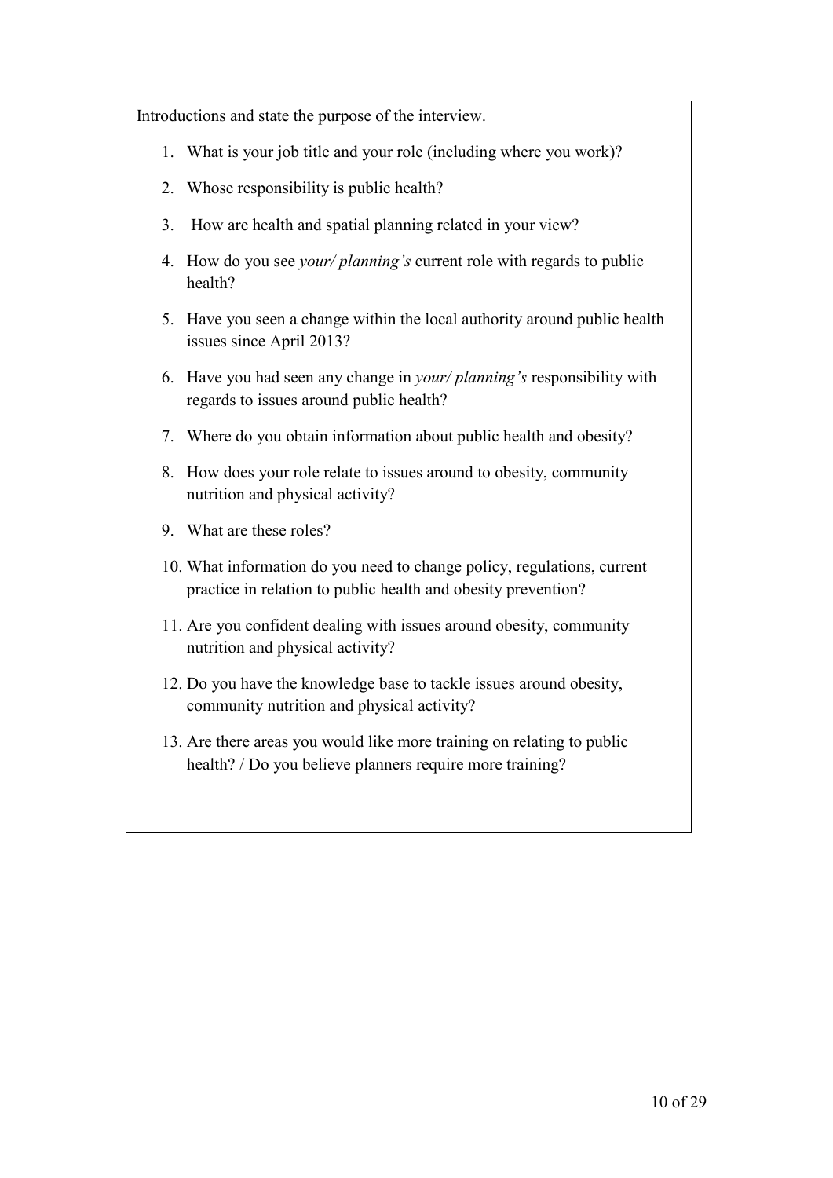Introductions and state the purpose of the interview.

1. What is your job title and your role (including where you work)?
2. Whose responsibility is public health?
3. How are health and spatial planning related in your view?
4. How do you see *your/ planning's* current role with regards to public health?
5. Have you seen a change within the local authority around public health issues since April 2013?
6. Have you had seen any change in *your/ planning's* responsibility with regards to issues around public health?
7. Where do you obtain information about public health and obesity?
8. How does your role relate to issues around to obesity, community nutrition and physical activity?
9. What are these roles?
10. What information do you need to change policy, regulations, current practice in relation to public health and obesity prevention?
11. Are you confident dealing with issues around obesity, community nutrition and physical activity?
12. Do you have the knowledge base to tackle issues around obesity, community nutrition and physical activity?
13. Are there areas you would like more training on relating to public health? / Do you believe planners require more training?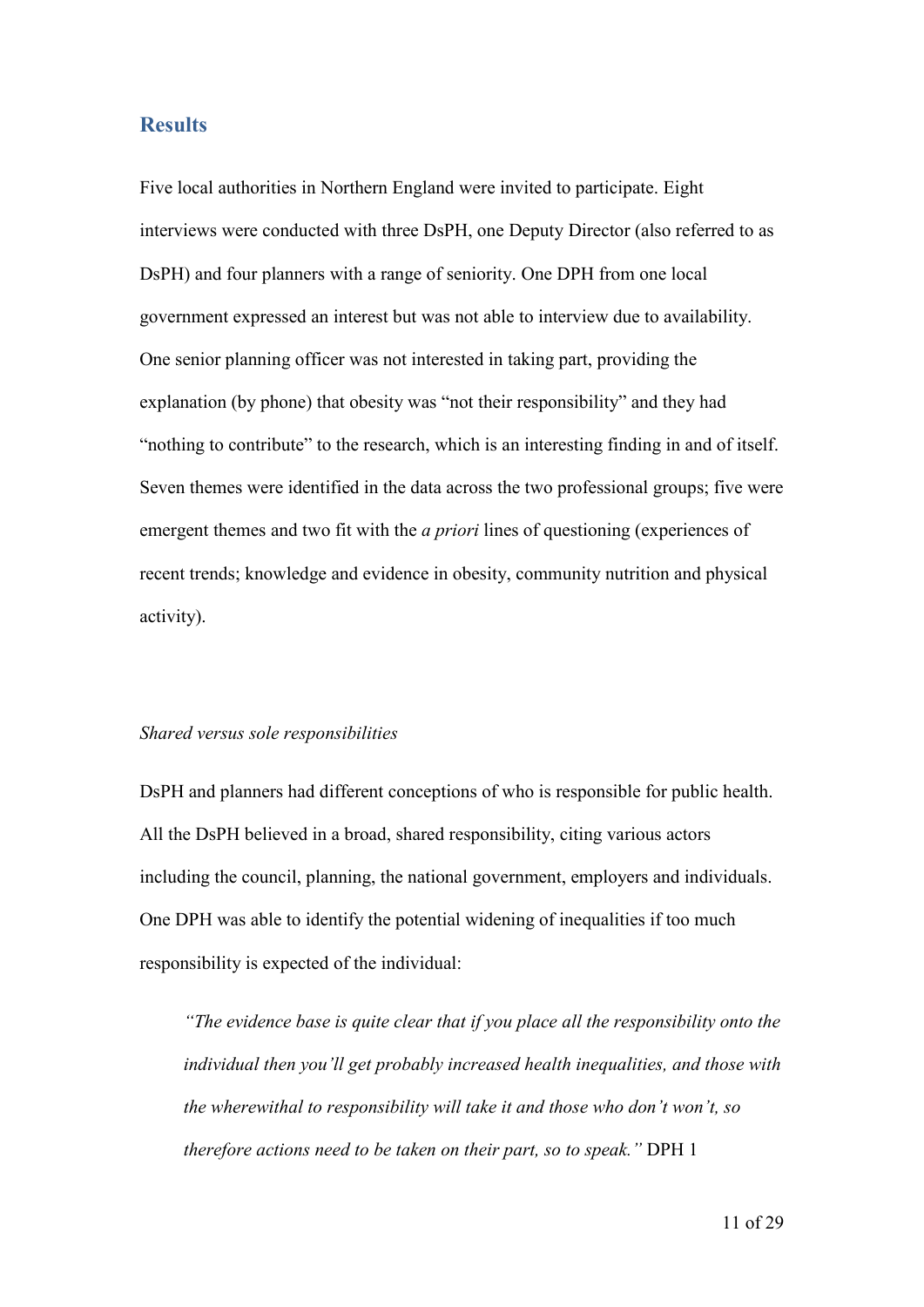## Results

Five local authorities in Northern England were invited to participate. Eight interviews were conducted with three DsPH, one Deputy Director (also referred to as DsPH) and four planners with a range of seniority. One DPH from one local government expressed an interest but was not able to interview due to availability. One senior planning officer was not interested in taking part, providing the explanation (by phone) that obesity was "not their responsibility" and they had "nothing to contribute" to the research, which is an interesting finding in and of itself. Seven themes were identified in the data across the two professional groups; five were emergent themes and two fit with the *a priori* lines of questioning (experiences of recent trends; knowledge and evidence in obesity, community nutrition and physical activity).

### *Shared versus sole responsibilities*

DsPH and planners had different conceptions of who is responsible for public health. All the DsPH believed in a broad, shared responsibility, citing various actors including the council, planning, the national government, employers and individuals. One DPH was able to identify the potential widening of inequalities if too much responsibility is expected of the individual:

> *"The evidence base is quite clear that if you place all the responsibility onto the individual then you'll get probably increased health inequalities, and those with the wherewithal to responsibility will take it and those who don't won't, so therefore actions need to be taken on their part, so to speak."* DPH 1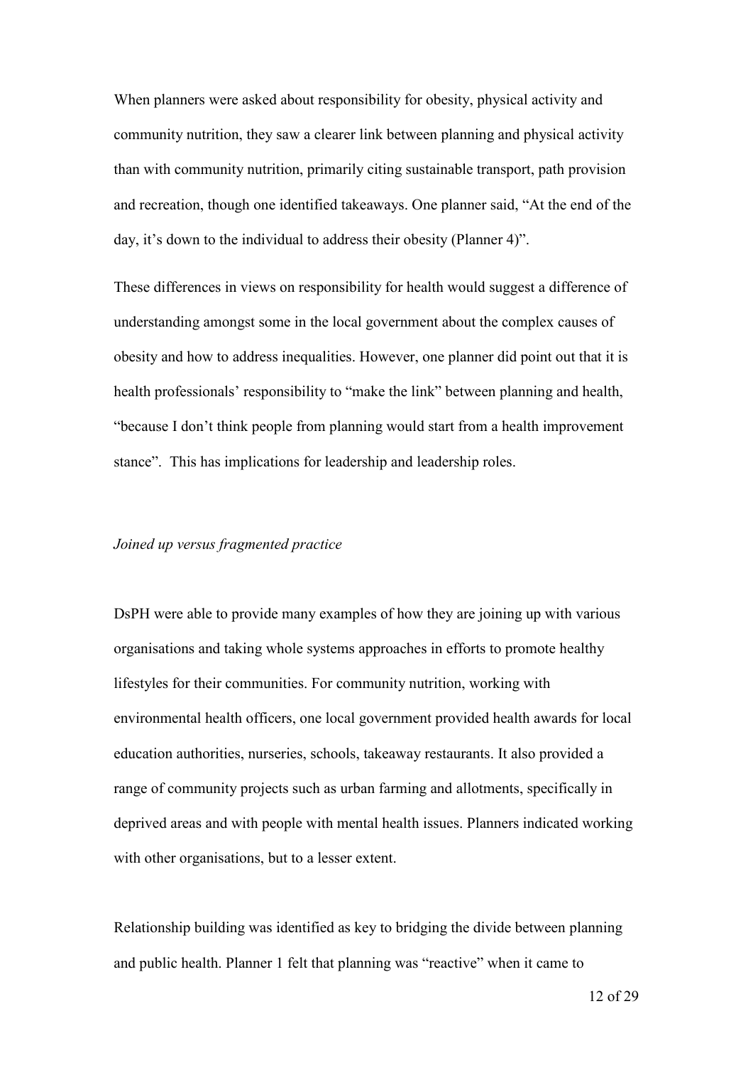When planners were asked about responsibility for obesity, physical activity and community nutrition, they saw a clearer link between planning and physical activity than with community nutrition, primarily citing sustainable transport, path provision and recreation, though one identified takeaways. One planner said, "At the end of the day, it's down to the individual to address their obesity (Planner 4)".

These differences in views on responsibility for health would suggest a difference of understanding amongst some in the local government about the complex causes of obesity and how to address inequalities. However, one planner did point out that it is health professionals' responsibility to "make the link" between planning and health, "because I don't think people from planning would start from a health improvement stance". This has implications for leadership and leadership roles.

*Joined up versus fragmented practice*

DsPH were able to provide many examples of how they are joining up with various organisations and taking whole systems approaches in efforts to promote healthy lifestyles for their communities. For community nutrition, working with environmental health officers, one local government provided health awards for local education authorities, nurseries, schools, takeaway restaurants. It also provided a range of community projects such as urban farming and allotments, specifically in deprived areas and with people with mental health issues. Planners indicated working with other organisations, but to a lesser extent.

Relationship building was identified as key to bridging the divide between planning and public health. Planner 1 felt that planning was "reactive" when it came to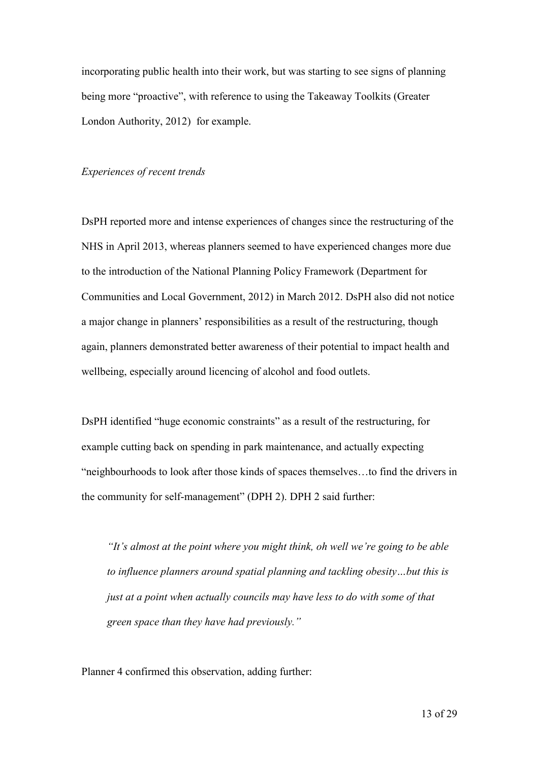incorporating public health into their work, but was starting to see signs of planning being more "proactive", with reference to using the Takeaway Toolkits (Greater London Authority, 2012) for example.

*Experiences of recent trends*

DsPH reported more and intense experiences of changes since the restructuring of the NHS in April 2013, whereas planners seemed to have experienced changes more due to the introduction of the National Planning Policy Framework (Department for Communities and Local Government, 2012) in March 2012. DsPH also did not notice a major change in planners' responsibilities as a result of the restructuring, though again, planners demonstrated better awareness of their potential to impact health and wellbeing, especially around licencing of alcohol and food outlets.

DsPH identified "huge economic constraints" as a result of the restructuring, for example cutting back on spending in park maintenance, and actually expecting "neighbourhoods to look after those kinds of spaces themselves…to find the drivers in the community for self-management" (DPH 2). DPH 2 said further:

> *"It's almost at the point where you might think, oh well we're going to be able to influence planners around spatial planning and tackling obesity…but this is just at a point when actually councils may have less to do with some of that green space than they have had previously."*

Planner 4 confirmed this observation, adding further: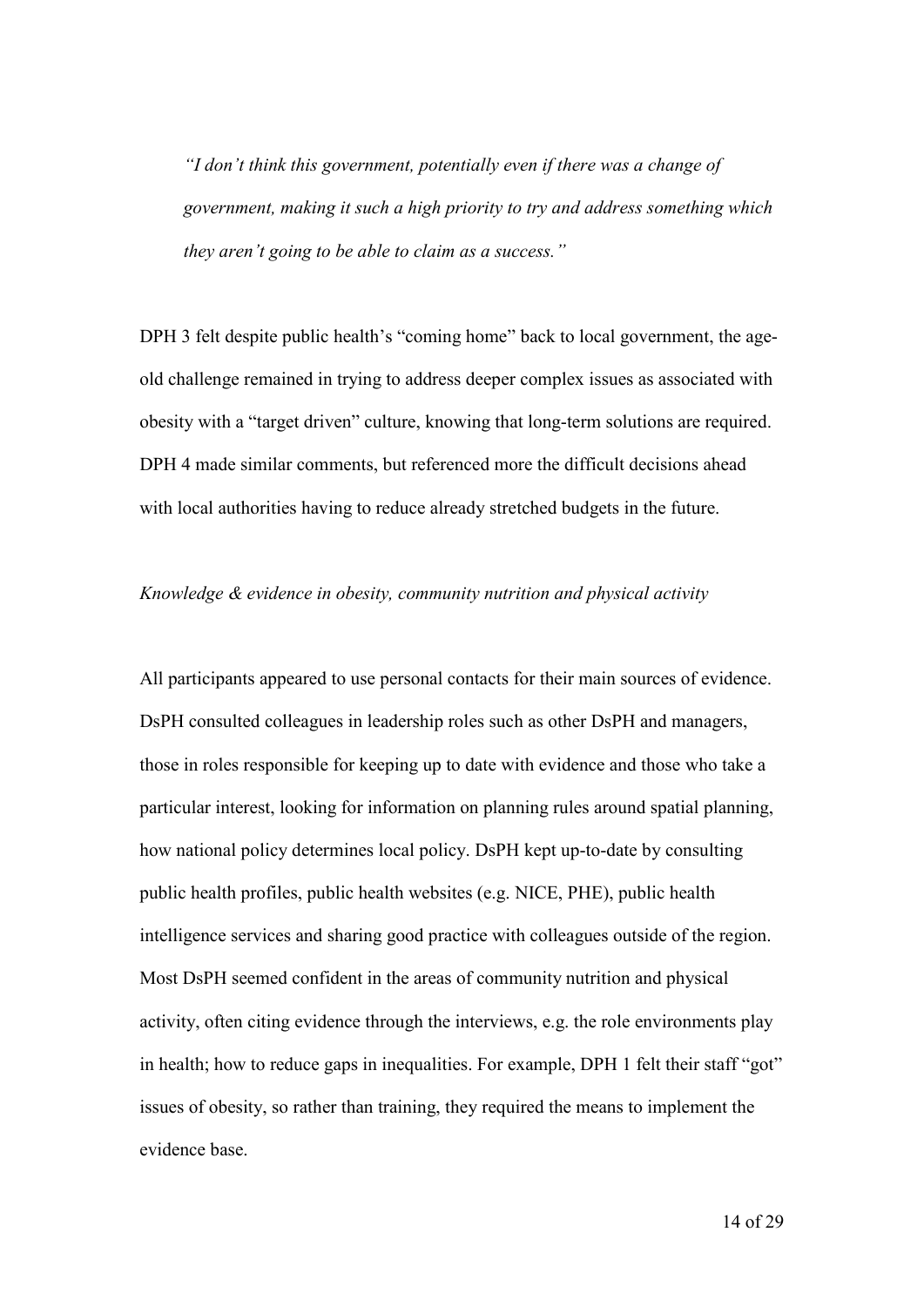*"I don't think this government, potentially even if there was a change of government, making it such a high priority to try and address something which they aren't going to be able to claim as a success."*

DPH 3 felt despite public health's "coming home" back to local government, the age-old challenge remained in trying to address deeper complex issues as associated with obesity with a "target driven" culture, knowing that long-term solutions are required. DPH 4 made similar comments, but referenced more the difficult decisions ahead with local authorities having to reduce already stretched budgets in the future.

*Knowledge & evidence in obesity, community nutrition and physical activity*

All participants appeared to use personal contacts for their main sources of evidence. DsPH consulted colleagues in leadership roles such as other DsPH and managers, those in roles responsible for keeping up to date with evidence and those who take a particular interest, looking for information on planning rules around spatial planning, how national policy determines local policy. DsPH kept up-to-date by consulting public health profiles, public health websites (e.g. NICE, PHE), public health intelligence services and sharing good practice with colleagues outside of the region. Most DsPH seemed confident in the areas of community nutrition and physical activity, often citing evidence through the interviews, e.g. the role environments play in health; how to reduce gaps in inequalities. For example, DPH 1 felt their staff "got" issues of obesity, so rather than training, they required the means to implement the evidence base.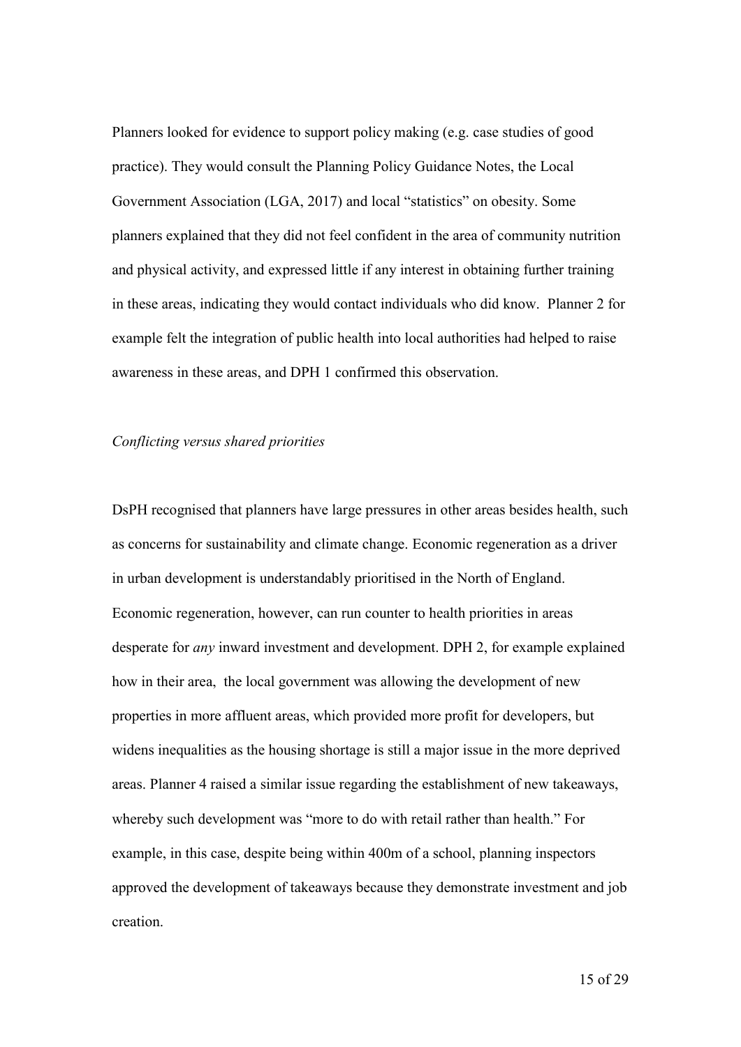Planners looked for evidence to support policy making (e.g. case studies of good practice). They would consult the Planning Policy Guidance Notes, the Local Government Association (LGA, 2017) and local "statistics" on obesity. Some planners explained that they did not feel confident in the area of community nutrition and physical activity, and expressed little if any interest in obtaining further training in these areas, indicating they would contact individuals who did know. Planner 2 for example felt the integration of public health into local authorities had helped to raise awareness in these areas, and DPH 1 confirmed this observation.

*Conflicting versus shared priorities*

DsPH recognised that planners have large pressures in other areas besides health, such as concerns for sustainability and climate change. Economic regeneration as a driver in urban development is understandably prioritised in the North of England. Economic regeneration, however, can run counter to health priorities in areas desperate for *any* inward investment and development. DPH 2, for example explained how in their area, the local government was allowing the development of new properties in more affluent areas, which provided more profit for developers, but widens inequalities as the housing shortage is still a major issue in the more deprived areas. Planner 4 raised a similar issue regarding the establishment of new takeaways, whereby such development was "more to do with retail rather than health." For example, in this case, despite being within 400m of a school, planning inspectors approved the development of takeaways because they demonstrate investment and job creation.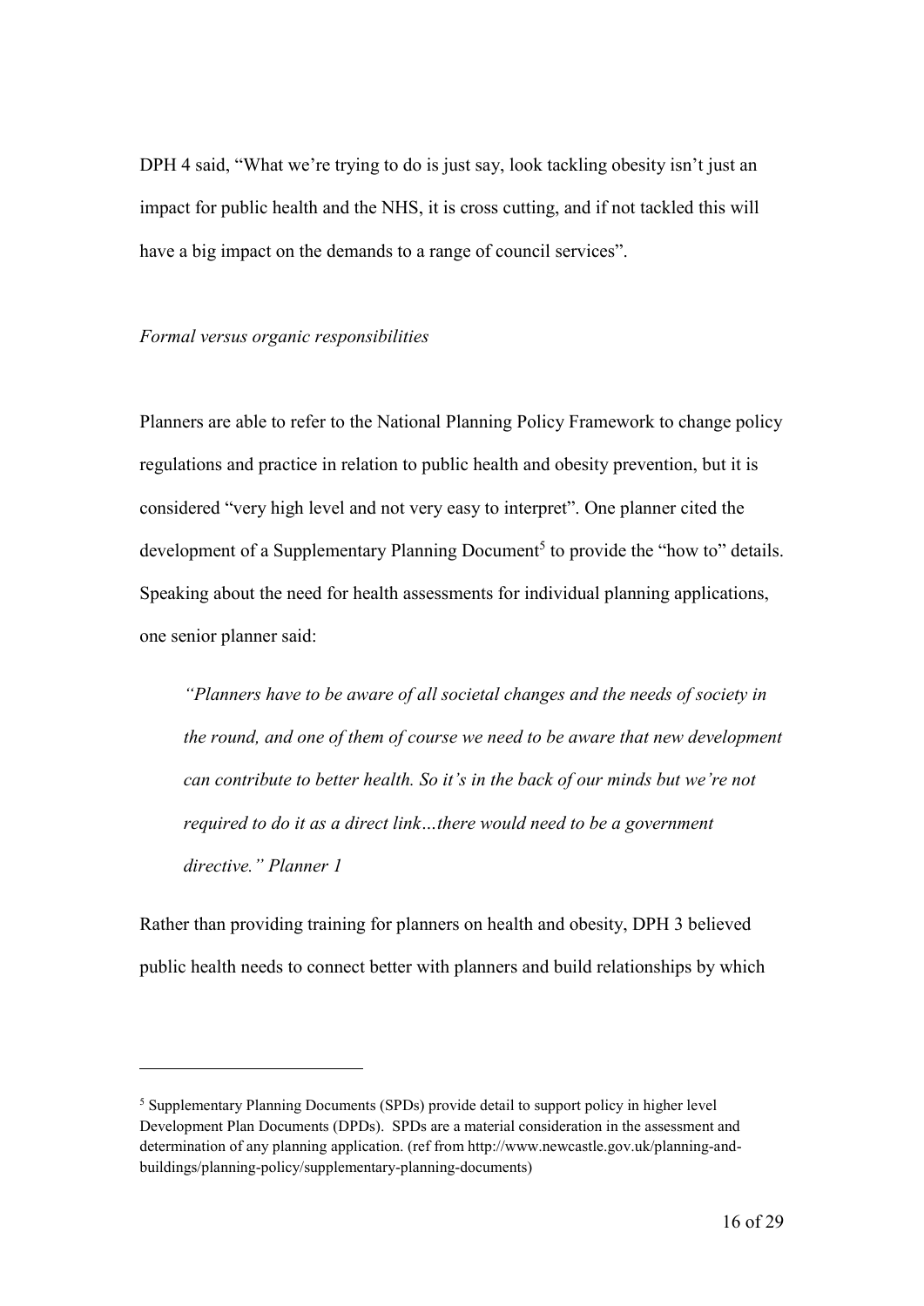DPH 4 said, "What we're trying to do is just say, look tackling obesity isn't just an impact for public health and the NHS, it is cross cutting, and if not tackled this will have a big impact on the demands to a range of council services".

*Formal versus organic responsibilities*

Planners are able to refer to the National Planning Policy Framework to change policy regulations and practice in relation to public health and obesity prevention, but it is considered "very high level and not very easy to interpret". One planner cited the development of a Supplementary Planning Document[5] to provide the "how to" details. Speaking about the need for health assessments for individual planning applications, one senior planner said:

> *"Planners have to be aware of all societal changes and the needs of society in the round, and one of them of course we need to be aware that new development can contribute to better health. So it's in the back of our minds but we're not required to do it as a direct link…there would need to be a government directive." Planner 1*

Rather than providing training for planners on health and obesity, DPH 3 believed public health needs to connect better with planners and build relationships by which

---

[5] Supplementary Planning Documents (SPDs) provide detail to support policy in higher level Development Plan Documents (DPDs). SPDs are a material consideration in the assessment and determination of any planning application. (ref from http://www.newcastle.gov.uk/planning-and-buildings/planning-policy/supplementary-planning-documents)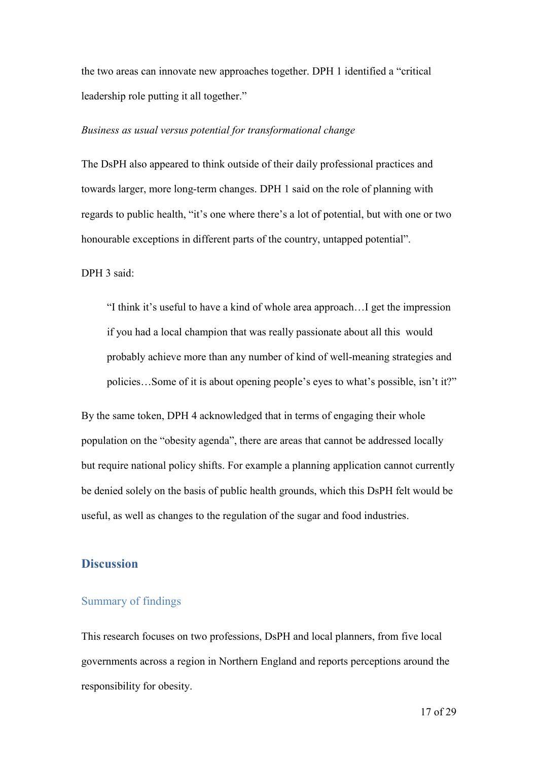the two areas can innovate new approaches together. DPH 1 identified a "critical leadership role putting it all together."

*Business as usual versus potential for transformational change*

The DsPH also appeared to think outside of their daily professional practices and towards larger, more long-term changes. DPH 1 said on the role of planning with regards to public health, "it's one where there's a lot of potential, but with one or two honourable exceptions in different parts of the country, untapped potential".

DPH 3 said:

> "I think it's useful to have a kind of whole area approach…I get the impression if you had a local champion that was really passionate about all this would probably achieve more than any number of kind of well-meaning strategies and policies…Some of it is about opening people's eyes to what's possible, isn't it?"

By the same token, DPH 4 acknowledged that in terms of engaging their whole population on the "obesity agenda", there are areas that cannot be addressed locally but require national policy shifts. For example a planning application cannot currently be denied solely on the basis of public health grounds, which this DsPH felt would be useful, as well as changes to the regulation of the sugar and food industries.

## Discussion

### Summary of findings

This research focuses on two professions, DsPH and local planners, from five local governments across a region in Northern England and reports perceptions around the responsibility for obesity.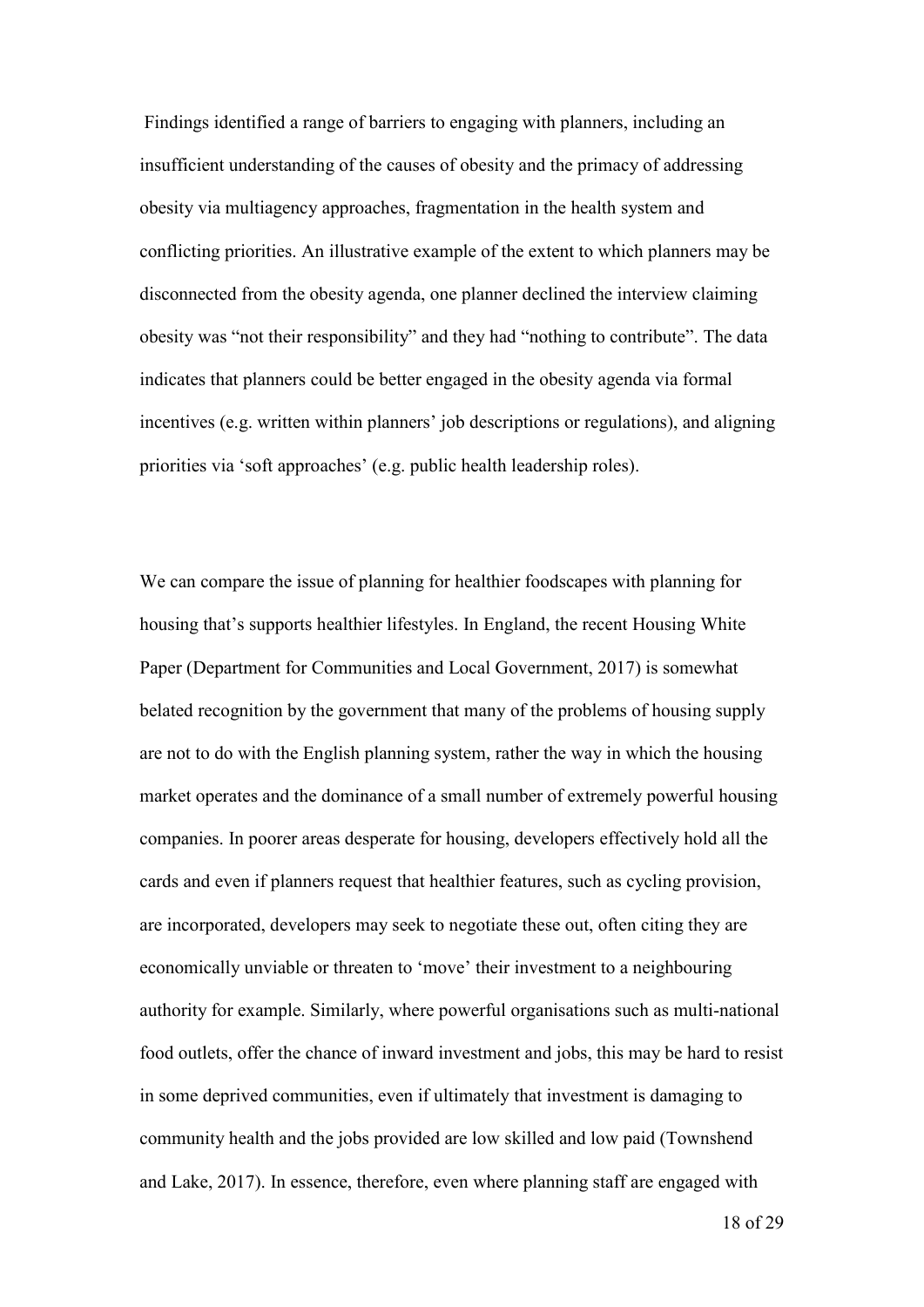Findings identified a range of barriers to engaging with planners, including an insufficient understanding of the causes of obesity and the primacy of addressing obesity via multiagency approaches, fragmentation in the health system and conflicting priorities. An illustrative example of the extent to which planners may be disconnected from the obesity agenda, one planner declined the interview claiming obesity was "not their responsibility" and they had "nothing to contribute". The data indicates that planners could be better engaged in the obesity agenda via formal incentives (e.g. written within planners' job descriptions or regulations), and aligning priorities via 'soft approaches' (e.g. public health leadership roles).

We can compare the issue of planning for healthier foodscapes with planning for housing that's supports healthier lifestyles. In England, the recent Housing White Paper (Department for Communities and Local Government, 2017) is somewhat belated recognition by the government that many of the problems of housing supply are not to do with the English planning system, rather the way in which the housing market operates and the dominance of a small number of extremely powerful housing companies. In poorer areas desperate for housing, developers effectively hold all the cards and even if planners request that healthier features, such as cycling provision, are incorporated, developers may seek to negotiate these out, often citing they are economically unviable or threaten to 'move' their investment to a neighbouring authority for example. Similarly, where powerful organisations such as multi-national food outlets, offer the chance of inward investment and jobs, this may be hard to resist in some deprived communities, even if ultimately that investment is damaging to community health and the jobs provided are low skilled and low paid (Townshend and Lake, 2017). In essence, therefore, even where planning staff are engaged with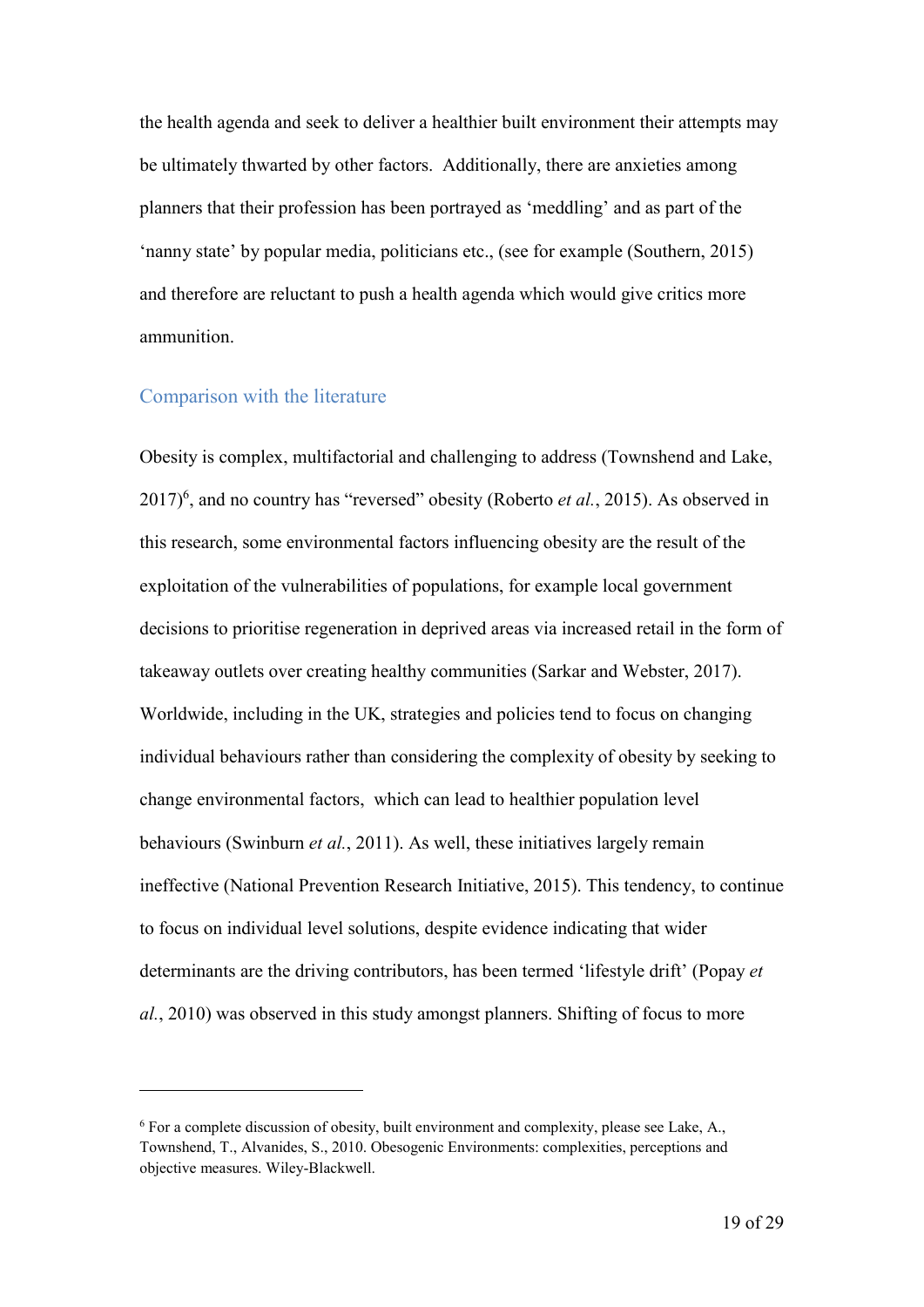the health agenda and seek to deliver a healthier built environment their attempts may be ultimately thwarted by other factors. Additionally, there are anxieties among planners that their profession has been portrayed as 'meddling' and as part of the 'nanny state' by popular media, politicians etc., (see for example (Southern, 2015) and therefore are reluctant to push a health agenda which would give critics more ammunition.

## Comparison with the literature

Obesity is complex, multifactorial and challenging to address (Townshend and Lake, 2017)[6], and no country has "reversed" obesity (Roberto *et al.*, 2015). As observed in this research, some environmental factors influencing obesity are the result of the exploitation of the vulnerabilities of populations, for example local government decisions to prioritise regeneration in deprived areas via increased retail in the form of takeaway outlets over creating healthy communities (Sarkar and Webster, 2017). Worldwide, including in the UK, strategies and policies tend to focus on changing individual behaviours rather than considering the complexity of obesity by seeking to change environmental factors, which can lead to healthier population level behaviours (Swinburn *et al.*, 2011). As well, these initiatives largely remain ineffective (National Prevention Research Initiative, 2015). This tendency, to continue to focus on individual level solutions, despite evidence indicating that wider determinants are the driving contributors, has been termed 'lifestyle drift' (Popay *et al.*, 2010) was observed in this study amongst planners. Shifting of focus to more

---

[6] For a complete discussion of obesity, built environment and complexity, please see Lake, A., Townshend, T., Alvanides, S., 2010. Obesogenic Environments: complexities, perceptions and objective measures. Wiley-Blackwell.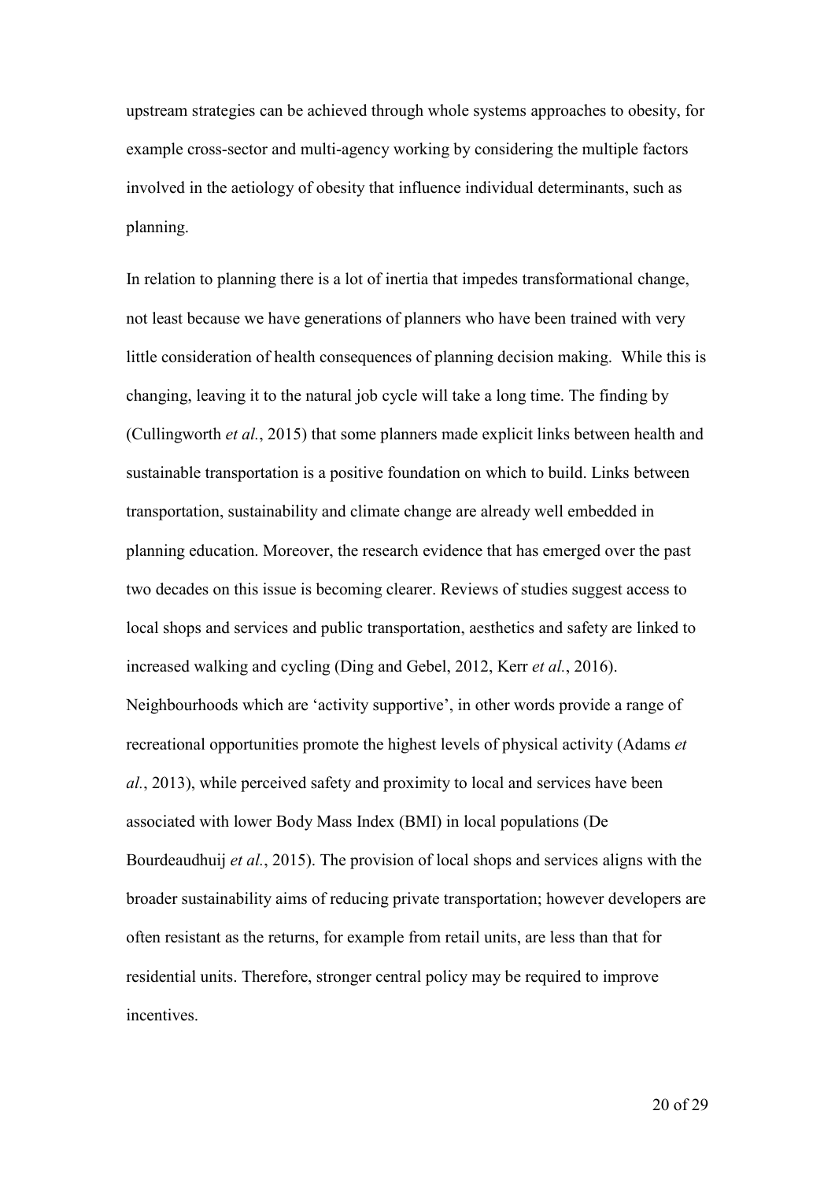upstream strategies can be achieved through whole systems approaches to obesity, for example cross-sector and multi-agency working by considering the multiple factors involved in the aetiology of obesity that influence individual determinants, such as planning.

In relation to planning there is a lot of inertia that impedes transformational change, not least because we have generations of planners who have been trained with very little consideration of health consequences of planning decision making. While this is changing, leaving it to the natural job cycle will take a long time. The finding by (Cullingworth *et al.*, 2015) that some planners made explicit links between health and sustainable transportation is a positive foundation on which to build. Links between transportation, sustainability and climate change are already well embedded in planning education. Moreover, the research evidence that has emerged over the past two decades on this issue is becoming clearer. Reviews of studies suggest access to local shops and services and public transportation, aesthetics and safety are linked to increased walking and cycling (Ding and Gebel, 2012, Kerr *et al.*, 2016). Neighbourhoods which are 'activity supportive', in other words provide a range of recreational opportunities promote the highest levels of physical activity (Adams *et al.*, 2013), while perceived safety and proximity to local and services have been associated with lower Body Mass Index (BMI) in local populations (De Bourdeaudhuij *et al.*, 2015). The provision of local shops and services aligns with the broader sustainability aims of reducing private transportation; however developers are often resistant as the returns, for example from retail units, are less than that for residential units. Therefore, stronger central policy may be required to improve incentives.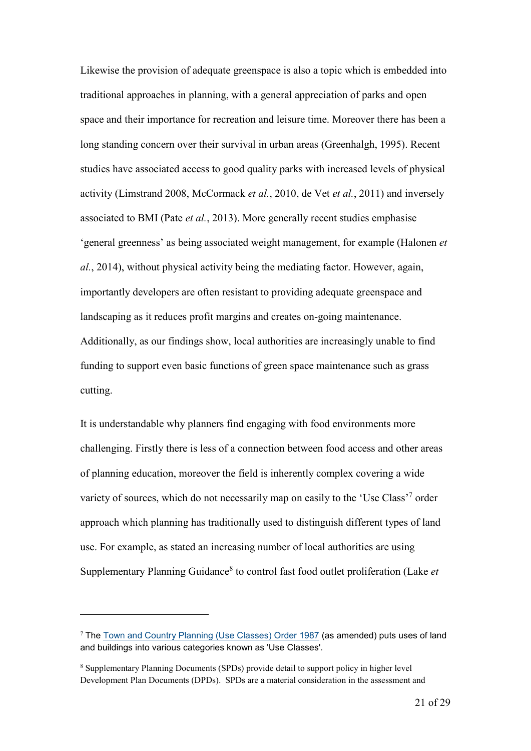Likewise the provision of adequate greenspace is also a topic which is embedded into traditional approaches in planning, with a general appreciation of parks and open space and their importance for recreation and leisure time. Moreover there has been a long standing concern over their survival in urban areas (Greenhalgh, 1995). Recent studies have associated access to good quality parks with increased levels of physical activity (Limstrand 2008, McCormack *et al.*, 2010, de Vet *et al.*, 2011) and inversely associated to BMI (Pate *et al.*, 2013). More generally recent studies emphasise 'general greenness' as being associated weight management, for example (Halonen *et al.*, 2014), without physical activity being the mediating factor. However, again, importantly developers are often resistant to providing adequate greenspace and landscaping as it reduces profit margins and creates on-going maintenance. Additionally, as our findings show, local authorities are increasingly unable to find funding to support even basic functions of green space maintenance such as grass cutting.

It is understandable why planners find engaging with food environments more challenging. Firstly there is less of a connection between food access and other areas of planning education, moreover the field is inherently complex covering a wide variety of sources, which do not necessarily map on easily to the 'Use Class'[7] order approach which planning has traditionally used to distinguish different types of land use. For example, as stated an increasing number of local authorities are using Supplementary Planning Guidance[8] to control fast food outlet proliferation (Lake *et*

---

[7] The Town and Country Planning (Use Classes) Order 1987 (as amended) puts uses of land and buildings into various categories known as 'Use Classes'.

[8] Supplementary Planning Documents (SPDs) provide detail to support policy in higher level Development Plan Documents (DPDs). SPDs are a material consideration in the assessment and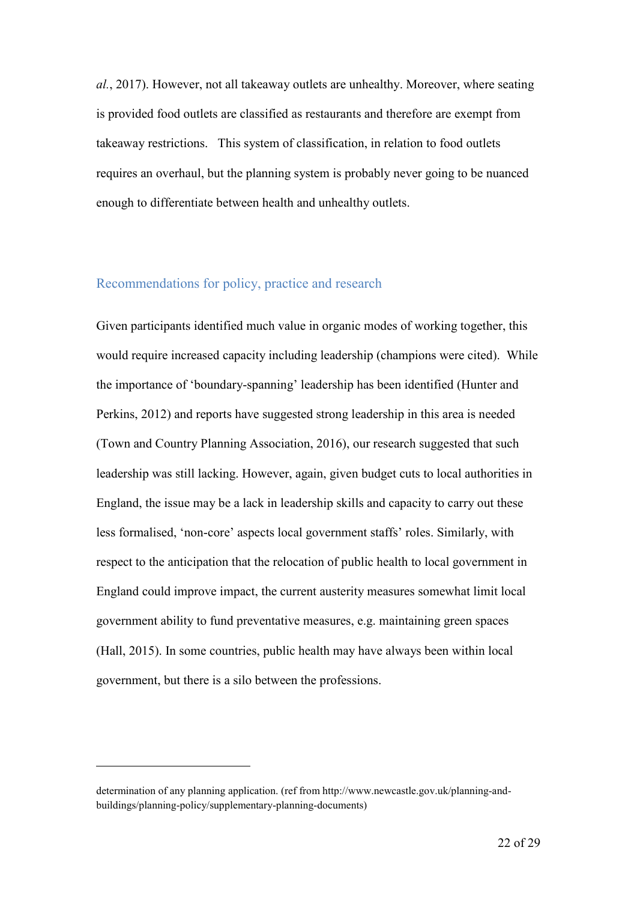*al.*, 2017). However, not all takeaway outlets are unhealthy. Moreover, where seating is provided food outlets are classified as restaurants and therefore are exempt from takeaway restrictions. This system of classification, in relation to food outlets requires an overhaul, but the planning system is probably never going to be nuanced enough to differentiate between health and unhealthy outlets.

## Recommendations for policy, practice and research

Given participants identified much value in organic modes of working together, this would require increased capacity including leadership (champions were cited). While the importance of 'boundary-spanning' leadership has been identified (Hunter and Perkins, 2012) and reports have suggested strong leadership in this area is needed (Town and Country Planning Association, 2016), our research suggested that such leadership was still lacking. However, again, given budget cuts to local authorities in England, the issue may be a lack in leadership skills and capacity to carry out these less formalised, 'non-core' aspects local government staffs' roles. Similarly, with respect to the anticipation that the relocation of public health to local government in England could improve impact, the current austerity measures somewhat limit local government ability to fund preventative measures, e.g. maintaining green spaces (Hall, 2015). In some countries, public health may have always been within local government, but there is a silo between the professions.

---

determination of any planning application. (ref from http://www.newcastle.gov.uk/planning-and-buildings/planning-policy/supplementary-planning-documents)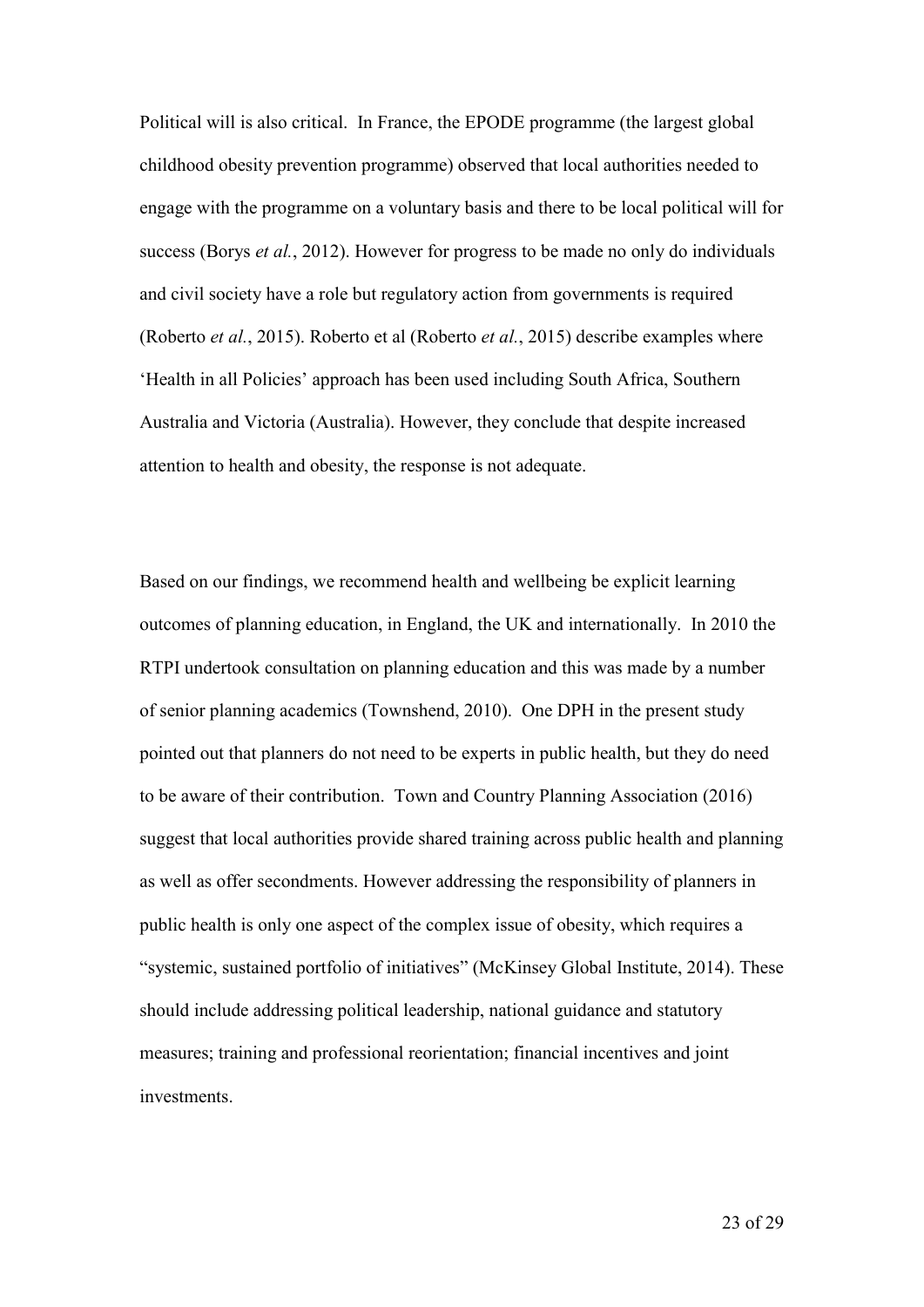Political will is also critical. In France, the EPODE programme (the largest global childhood obesity prevention programme) observed that local authorities needed to engage with the programme on a voluntary basis and there to be local political will for success (Borys *et al.*, 2012). However for progress to be made no only do individuals and civil society have a role but regulatory action from governments is required (Roberto *et al.*, 2015). Roberto et al (Roberto *et al.*, 2015) describe examples where 'Health in all Policies' approach has been used including South Africa, Southern Australia and Victoria (Australia). However, they conclude that despite increased attention to health and obesity, the response is not adequate.

Based on our findings, we recommend health and wellbeing be explicit learning outcomes of planning education, in England, the UK and internationally. In 2010 the RTPI undertook consultation on planning education and this was made by a number of senior planning academics (Townshend, 2010). One DPH in the present study pointed out that planners do not need to be experts in public health, but they do need to be aware of their contribution. Town and Country Planning Association (2016) suggest that local authorities provide shared training across public health and planning as well as offer secondments. However addressing the responsibility of planners in public health is only one aspect of the complex issue of obesity, which requires a "systemic, sustained portfolio of initiatives" (McKinsey Global Institute, 2014). These should include addressing political leadership, national guidance and statutory measures; training and professional reorientation; financial incentives and joint investments.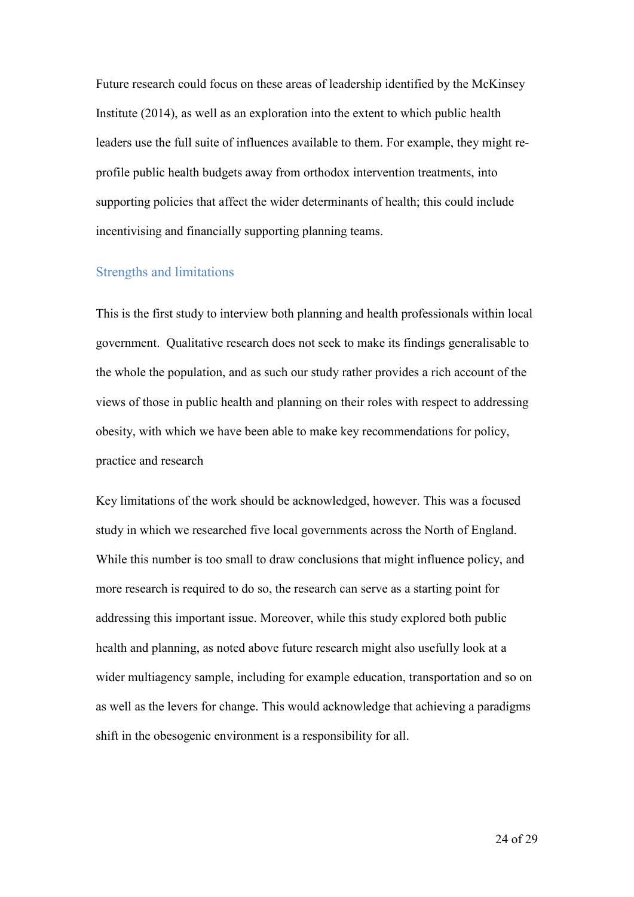Future research could focus on these areas of leadership identified by the McKinsey Institute (2014), as well as an exploration into the extent to which public health leaders use the full suite of influences available to them. For example, they might re-profile public health budgets away from orthodox intervention treatments, into supporting policies that affect the wider determinants of health; this could include incentivising and financially supporting planning teams.

## Strengths and limitations

This is the first study to interview both planning and health professionals within local government. Qualitative research does not seek to make its findings generalisable to the whole the population, and as such our study rather provides a rich account of the views of those in public health and planning on their roles with respect to addressing obesity, with which we have been able to make key recommendations for policy, practice and research

Key limitations of the work should be acknowledged, however. This was a focused study in which we researched five local governments across the North of England. While this number is too small to draw conclusions that might influence policy, and more research is required to do so, the research can serve as a starting point for addressing this important issue. Moreover, while this study explored both public health and planning, as noted above future research might also usefully look at a wider multiagency sample, including for example education, transportation and so on as well as the levers for change. This would acknowledge that achieving a paradigms shift in the obesogenic environment is a responsibility for all.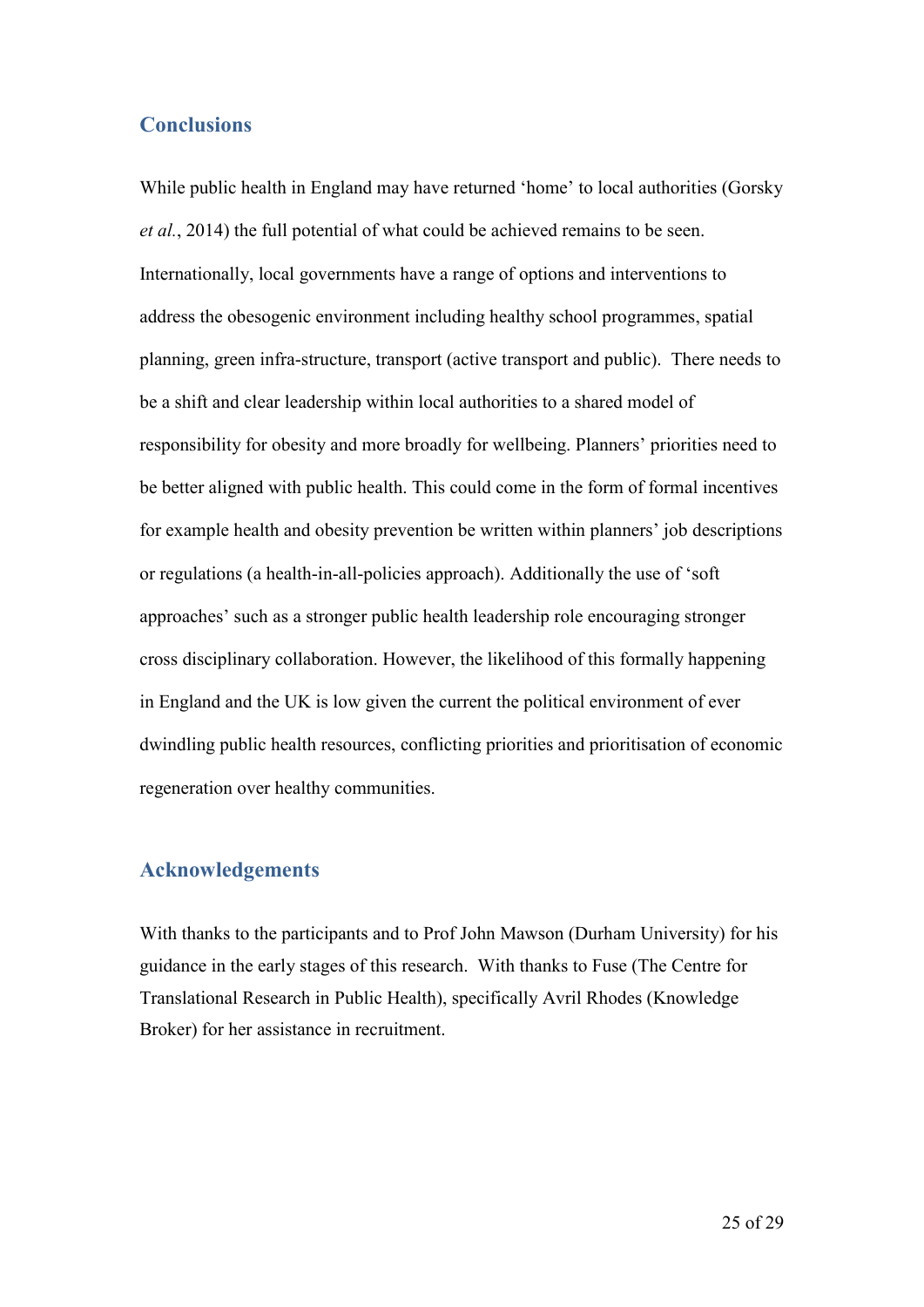## Conclusions

While public health in England may have returned 'home' to local authorities (Gorsky *et al.*, 2014) the full potential of what could be achieved remains to be seen. Internationally, local governments have a range of options and interventions to address the obesogenic environment including healthy school programmes, spatial planning, green infra-structure, transport (active transport and public). There needs to be a shift and clear leadership within local authorities to a shared model of responsibility for obesity and more broadly for wellbeing. Planners' priorities need to be better aligned with public health. This could come in the form of formal incentives for example health and obesity prevention be written within planners' job descriptions or regulations (a health-in-all-policies approach). Additionally the use of 'soft approaches' such as a stronger public health leadership role encouraging stronger cross disciplinary collaboration. However, the likelihood of this formally happening in England and the UK is low given the current the political environment of ever dwindling public health resources, conflicting priorities and prioritisation of economic regeneration over healthy communities.

## Acknowledgements

With thanks to the participants and to Prof John Mawson (Durham University) for his guidance in the early stages of this research. With thanks to Fuse (The Centre for Translational Research in Public Health), specifically Avril Rhodes (Knowledge Broker) for her assistance in recruitment.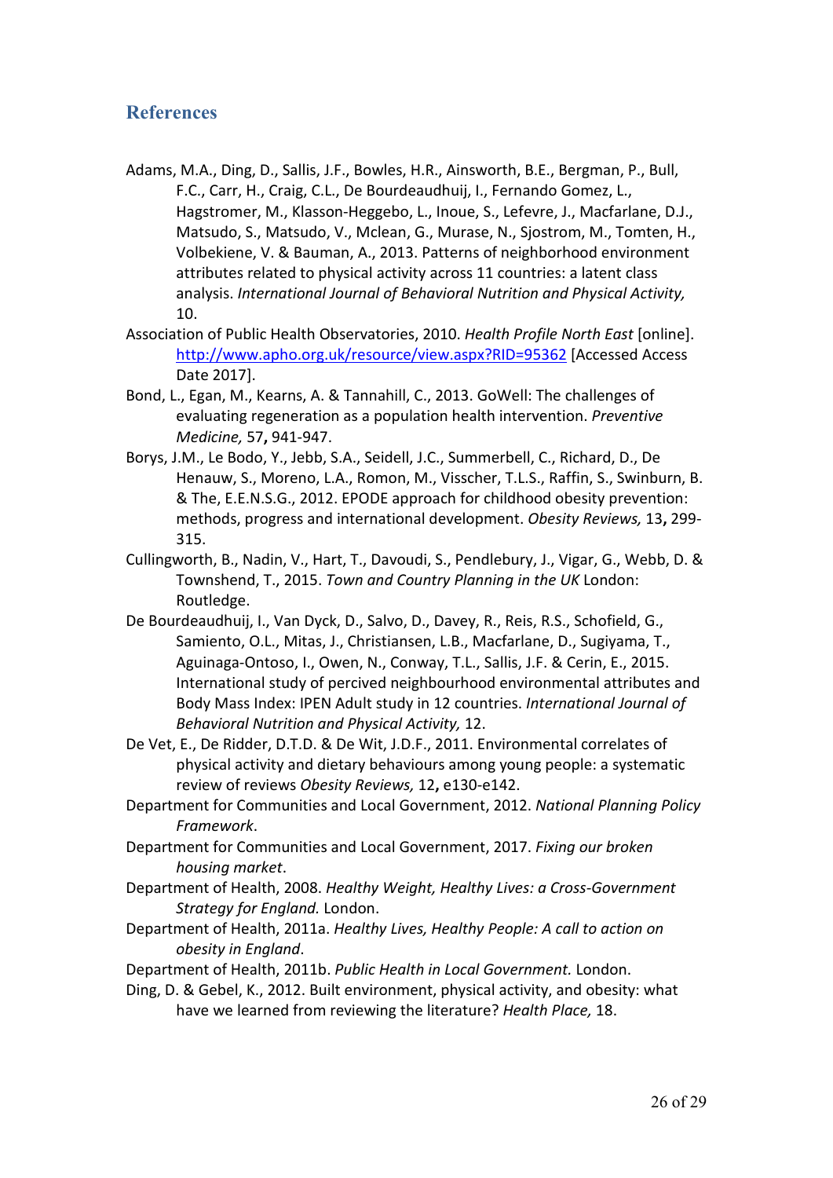## References

Adams, M.A., Ding, D., Sallis, J.F., Bowles, H.R., Ainsworth, B.E., Bergman, P., Bull, F.C., Carr, H., Craig, C.L., De Bourdeaudhuij, I., Fernando Gomez, L., Hagstromer, M., Klasson-Heggebo, L., Inoue, S., Lefevre, J., Macfarlane, D.J., Matsudo, S., Matsudo, V., Mclean, G., Murase, N., Sjostrom, M., Tomten, H., Volbekiene, V. & Bauman, A., 2013. Patterns of neighborhood environment attributes related to physical activity across 11 countries: a latent class analysis. *International Journal of Behavioral Nutrition and Physical Activity,* 10.

Association of Public Health Observatories, 2010. *Health Profile North East* [online]. http://www.apho.org.uk/resource/view.aspx?RID=95362 [Accessed Access Date 2017].

Bond, L., Egan, M., Kearns, A. & Tannahill, C., 2013. GoWell: The challenges of evaluating regeneration as a population health intervention. *Preventive Medicine,* 57**,** 941-947.

Borys, J.M., Le Bodo, Y., Jebb, S.A., Seidell, J.C., Summerbell, C., Richard, D., De Henauw, S., Moreno, L.A., Romon, M., Visscher, T.L.S., Raffin, S., Swinburn, B. & The, E.E.N.S.G., 2012. EPODE approach for childhood obesity prevention: methods, progress and international development. *Obesity Reviews,* 13**,** 299-315.

Cullingworth, B., Nadin, V., Hart, T., Davoudi, S., Pendlebury, J., Vigar, G., Webb, D. & Townshend, T., 2015. *Town and Country Planning in the UK* London: Routledge.

De Bourdeaudhuij, I., Van Dyck, D., Salvo, D., Davey, R., Reis, R.S., Schofield, G., Samiento, O.L., Mitas, J., Christiansen, L.B., Macfarlane, D., Sugiyama, T., Aguinaga-Ontoso, I., Owen, N., Conway, T.L., Sallis, J.F. & Cerin, E., 2015. International study of percived neighbourhood environmental attributes and Body Mass Index: IPEN Adult study in 12 countries. *International Journal of Behavioral Nutrition and Physical Activity,* 12.

De Vet, E., De Ridder, D.T.D. & De Wit, J.D.F., 2011. Environmental correlates of physical activity and dietary behaviours among young people: a systematic review of reviews *Obesity Reviews,* 12**,** e130-e142.

Department for Communities and Local Government, 2012. *National Planning Policy Framework*.

Department for Communities and Local Government, 2017. *Fixing our broken housing market*.

Department of Health, 2008. *Healthy Weight, Healthy Lives: a Cross-Government Strategy for England.* London.

Department of Health, 2011a. *Healthy Lives, Healthy People: A call to action on obesity in England*.

Department of Health, 2011b. *Public Health in Local Government.* London.

Ding, D. & Gebel, K., 2012. Built environment, physical activity, and obesity: what have we learned from reviewing the literature? *Health Place,* 18.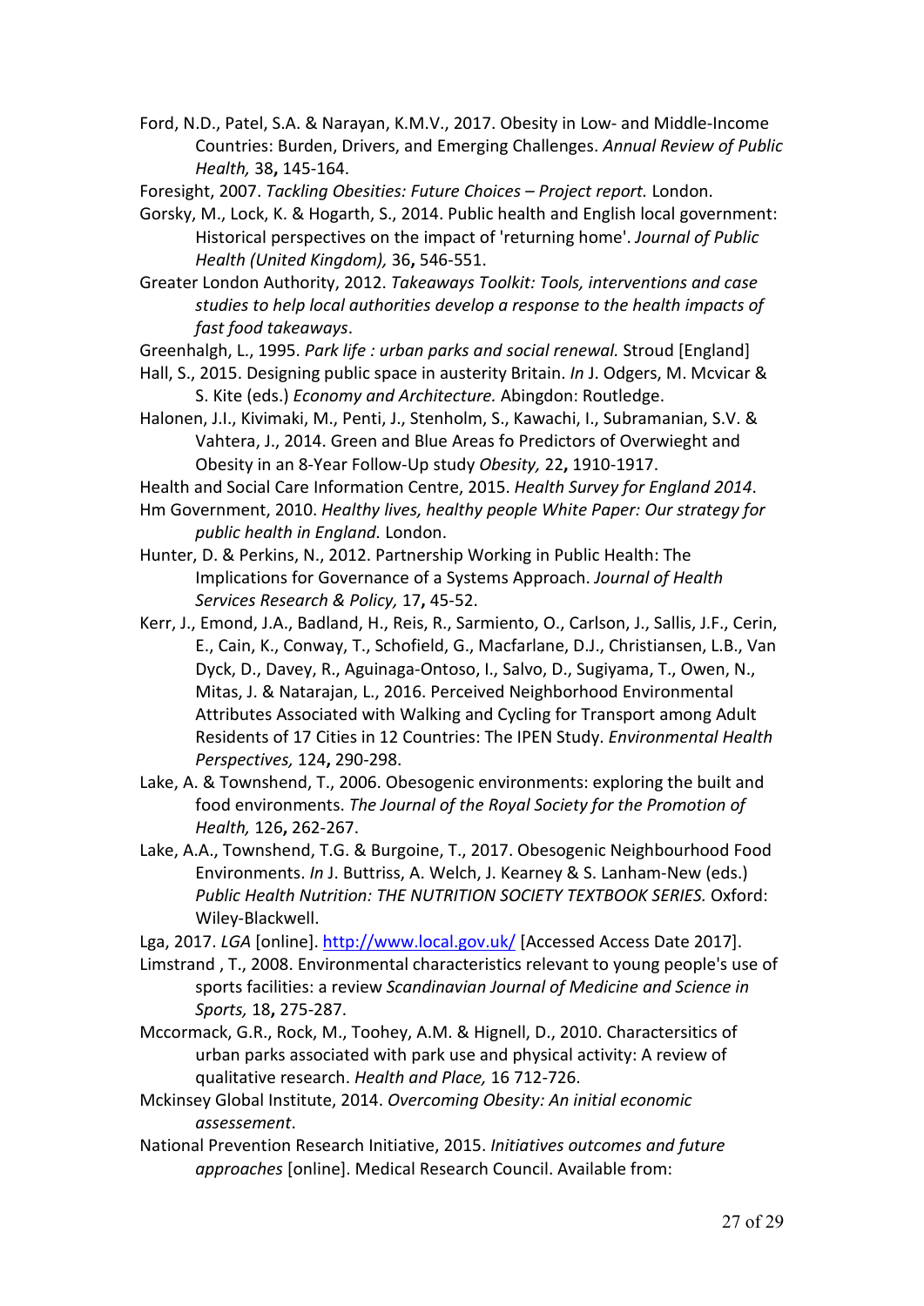Ford, N.D., Patel, S.A. & Narayan, K.M.V., 2017. Obesity in Low- and Middle-Income Countries: Burden, Drivers, and Emerging Challenges. *Annual Review of Public Health,* 38**,** 145-164.

Foresight, 2007. *Tackling Obesities: Future Choices – Project report.* London.

Gorsky, M., Lock, K. & Hogarth, S., 2014. Public health and English local government: Historical perspectives on the impact of 'returning home'. *Journal of Public Health (United Kingdom),* 36**,** 546-551.

Greater London Authority, 2012. *Takeaways Toolkit: Tools, interventions and case studies to help local authorities develop a response to the health impacts of fast food takeaways*.

Greenhalgh, L., 1995. *Park life : urban parks and social renewal.* Stroud [England]

Hall, S., 2015. Designing public space in austerity Britain. *In* J. Odgers, M. Mcvicar & S. Kite (eds.) *Economy and Architecture.* Abingdon: Routledge.

Halonen, J.I., Kivimaki, M., Penti, J., Stenholm, S., Kawachi, I., Subramanian, S.V. & Vahtera, J., 2014. Green and Blue Areas fo Predictors of Overwieght and Obesity in an 8-Year Follow-Up study *Obesity,* 22**,** 1910-1917.

Health and Social Care Information Centre, 2015. *Health Survey for England 2014*.

Hm Government, 2010. *Healthy lives, healthy people White Paper: Our strategy for public health in England.* London.

Hunter, D. & Perkins, N., 2012. Partnership Working in Public Health: The Implications for Governance of a Systems Approach. *Journal of Health Services Research & Policy,* 17**,** 45-52.

Kerr, J., Emond, J.A., Badland, H., Reis, R., Sarmiento, O., Carlson, J., Sallis, J.F., Cerin, E., Cain, K., Conway, T., Schofield, G., Macfarlane, D.J., Christiansen, L.B., Van Dyck, D., Davey, R., Aguinaga-Ontoso, I., Salvo, D., Sugiyama, T., Owen, N., Mitas, J. & Natarajan, L., 2016. Perceived Neighborhood Environmental Attributes Associated with Walking and Cycling for Transport among Adult Residents of 17 Cities in 12 Countries: The IPEN Study. *Environmental Health Perspectives,* 124**,** 290-298.

Lake, A. & Townshend, T., 2006. Obesogenic environments: exploring the built and food environments. *The Journal of the Royal Society for the Promotion of Health,* 126**,** 262-267.

Lake, A.A., Townshend, T.G. & Burgoine, T., 2017. Obesogenic Neighbourhood Food Environments. *In* J. Buttriss, A. Welch, J. Kearney & S. Lanham-New (eds.) *Public Health Nutrition: THE NUTRITION SOCIETY TEXTBOOK SERIES.* Oxford: Wiley-Blackwell.

Lga, 2017. *LGA* [online]. http://www.local.gov.uk/ [Accessed Access Date 2017].

Limstrand , T., 2008. Environmental characteristics relevant to young people's use of sports facilities: a review *Scandinavian Journal of Medicine and Science in Sports,* 18**,** 275-287.

Mccormack, G.R., Rock, M., Toohey, A.M. & Hignell, D., 2010. Charactersitics of urban parks associated with park use and physical activity: A review of qualitative research. *Health and Place,* 16 712-726.

Mckinsey Global Institute, 2014. *Overcoming Obesity: An initial economic assessement*.

National Prevention Research Initiative, 2015. *Initiatives outcomes and future approaches* [online]. Medical Research Council. Available from: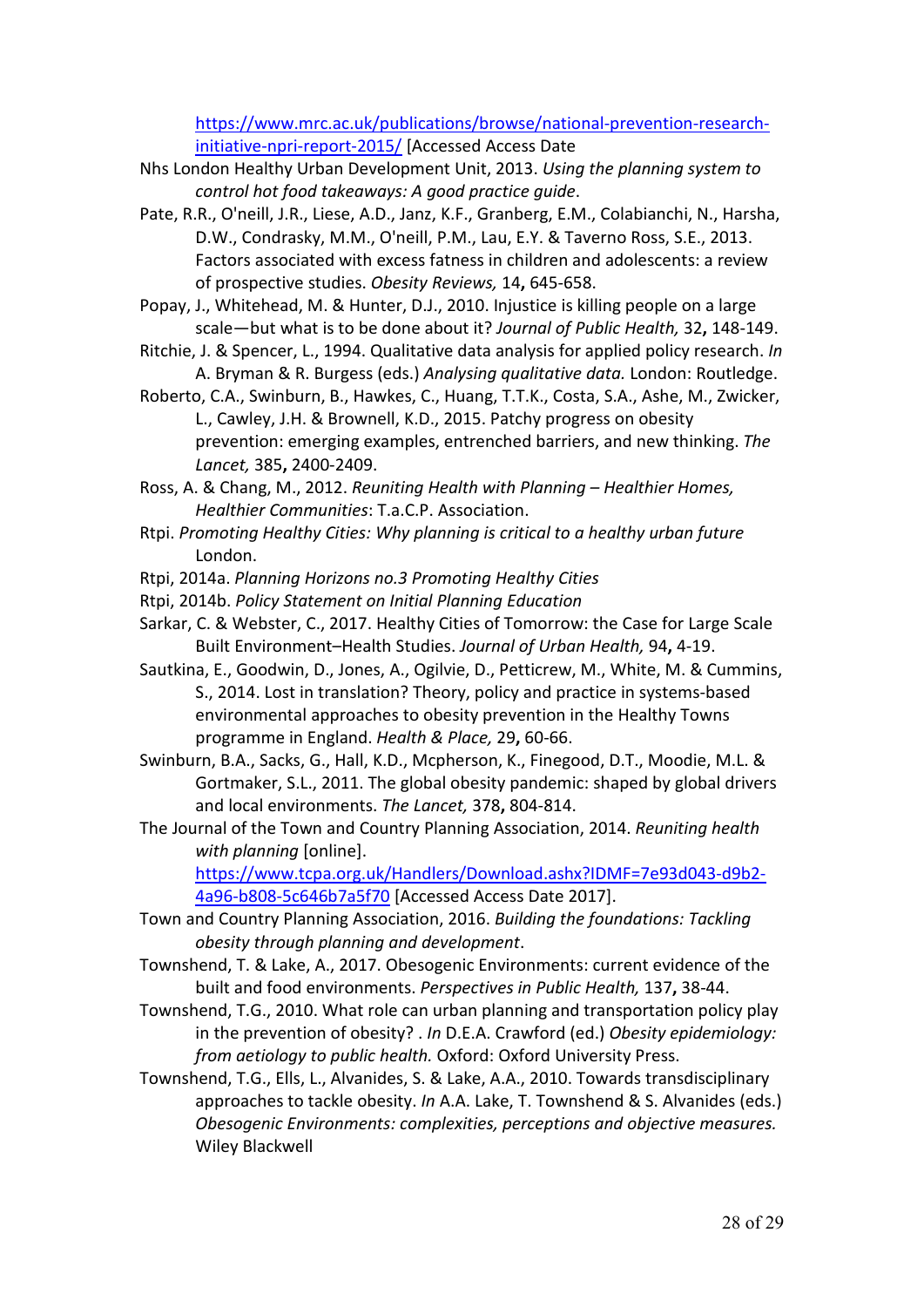https://www.mrc.ac.uk/publications/browse/national-prevention-research-initiative-npri-report-2015/ [Accessed Access Date

Nhs London Healthy Urban Development Unit, 2013. *Using the planning system to control hot food takeaways: A good practice guide*.

Pate, R.R., O'neill, J.R., Liese, A.D., Janz, K.F., Granberg, E.M., Colabianchi, N., Harsha, D.W., Condrasky, M.M., O'neill, P.M., Lau, E.Y. & Taverno Ross, S.E., 2013. Factors associated with excess fatness in children and adolescents: a review of prospective studies. *Obesity Reviews,* 14**,** 645-658.

Popay, J., Whitehead, M. & Hunter, D.J., 2010. Injustice is killing people on a large scale—but what is to be done about it? *Journal of Public Health,* 32**,** 148-149.

Ritchie, J. & Spencer, L., 1994. Qualitative data analysis for applied policy research. *In* A. Bryman & R. Burgess (eds.) *Analysing qualitative data.* London: Routledge.

Roberto, C.A., Swinburn, B., Hawkes, C., Huang, T.T.K., Costa, S.A., Ashe, M., Zwicker, L., Cawley, J.H. & Brownell, K.D., 2015. Patchy progress on obesity prevention: emerging examples, entrenched barriers, and new thinking. *The Lancet,* 385**,** 2400-2409.

Ross, A. & Chang, M., 2012. *Reuniting Health with Planning – Healthier Homes, Healthier Communities*: T.a.C.P. Association.

Rtpi. *Promoting Healthy Cities: Why planning is critical to a healthy urban future* London.

Rtpi, 2014a. *Planning Horizons no.3 Promoting Healthy Cities*

Rtpi, 2014b. *Policy Statement on Initial Planning Education*

Sarkar, C. & Webster, C., 2017. Healthy Cities of Tomorrow: the Case for Large Scale Built Environment–Health Studies. *Journal of Urban Health,* 94**,** 4-19.

Sautkina, E., Goodwin, D., Jones, A., Ogilvie, D., Petticrew, M., White, M. & Cummins, S., 2014. Lost in translation? Theory, policy and practice in systems-based environmental approaches to obesity prevention in the Healthy Towns programme in England. *Health & Place,* 29**,** 60-66.

Swinburn, B.A., Sacks, G., Hall, K.D., Mcpherson, K., Finegood, D.T., Moodie, M.L. & Gortmaker, S.L., 2011. The global obesity pandemic: shaped by global drivers and local environments. *The Lancet,* 378**,** 804-814.

The Journal of the Town and Country Planning Association, 2014. *Reuniting health with planning* [online]. https://www.tcpa.org.uk/Handlers/Download.ashx?IDMF=7e93d043-d9b2-4a96-b808-5c646b7a5f70 [Accessed Access Date 2017].

Town and Country Planning Association, 2016. *Building the foundations: Tackling obesity through planning and development*.

Townshend, T. & Lake, A., 2017. Obesogenic Environments: current evidence of the built and food environments. *Perspectives in Public Health,* 137**,** 38-44.

Townshend, T.G., 2010. What role can urban planning and transportation policy play in the prevention of obesity? . *In* D.E.A. Crawford (ed.) *Obesity epidemiology: from aetiology to public health.* Oxford: Oxford University Press.

Townshend, T.G., Ells, L., Alvanides, S. & Lake, A.A., 2010. Towards transdisciplinary approaches to tackle obesity. *In* A.A. Lake, T. Townshend & S. Alvanides (eds.) *Obesogenic Environments: complexities, perceptions and objective measures.* Wiley Blackwell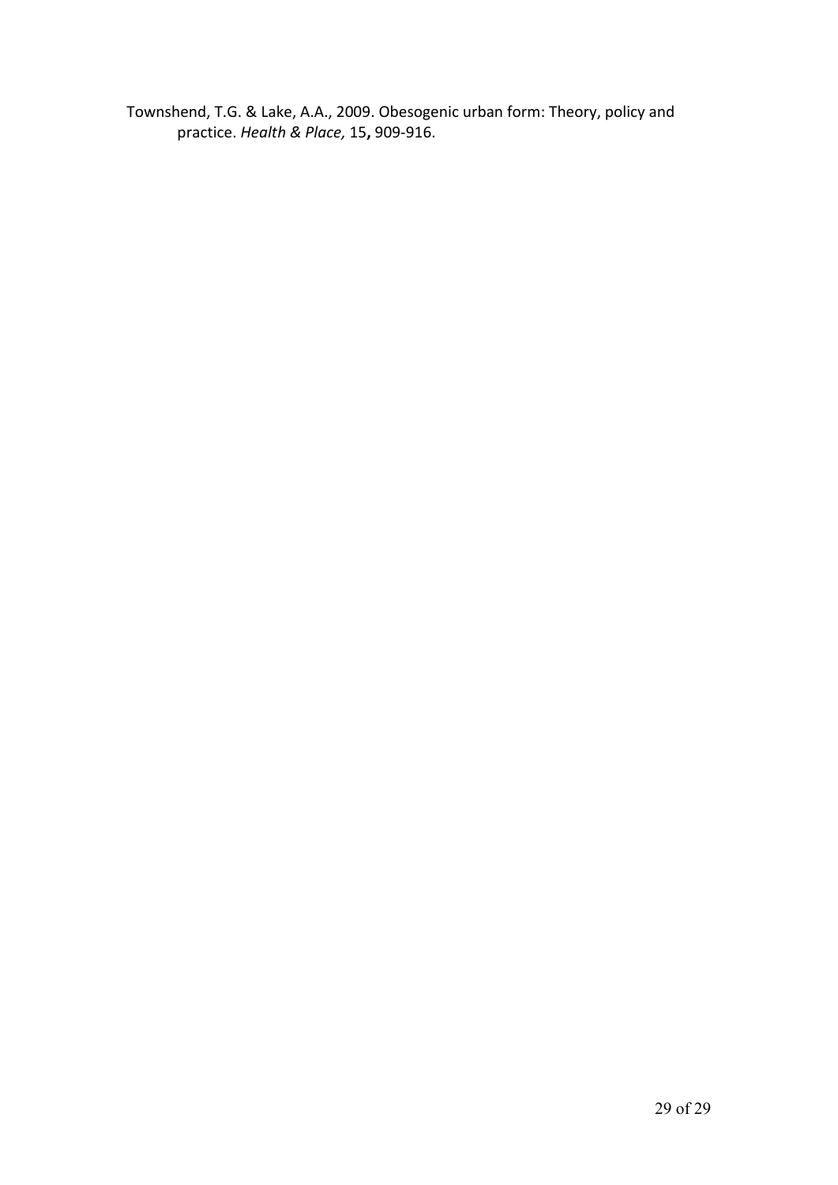Townshend, T.G. & Lake, A.A., 2009. Obesogenic urban form: Theory, policy and practice. *Health & Place,* 15**,** 909-916.